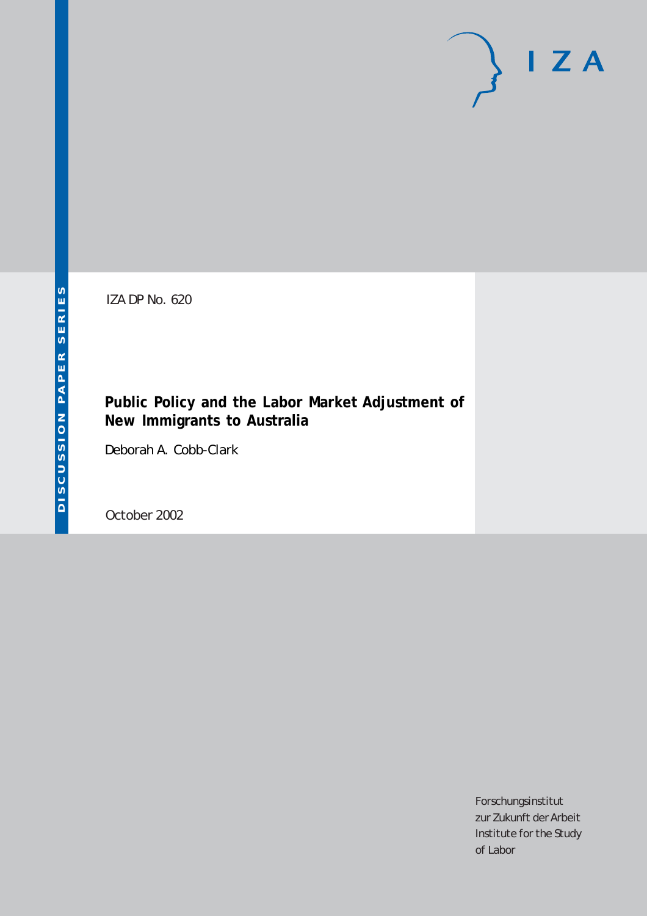IZA DP No. 620

# Public Policy and the Labor Market Adjustment of New Immigrants to Australia

Deborah A. Cobb-Clark

October 2002

DISCUSSION PAPER SERIES

IZA

Forschungsinstitut
zur Zukunft der Arbeit
Institute for the Study
of Labor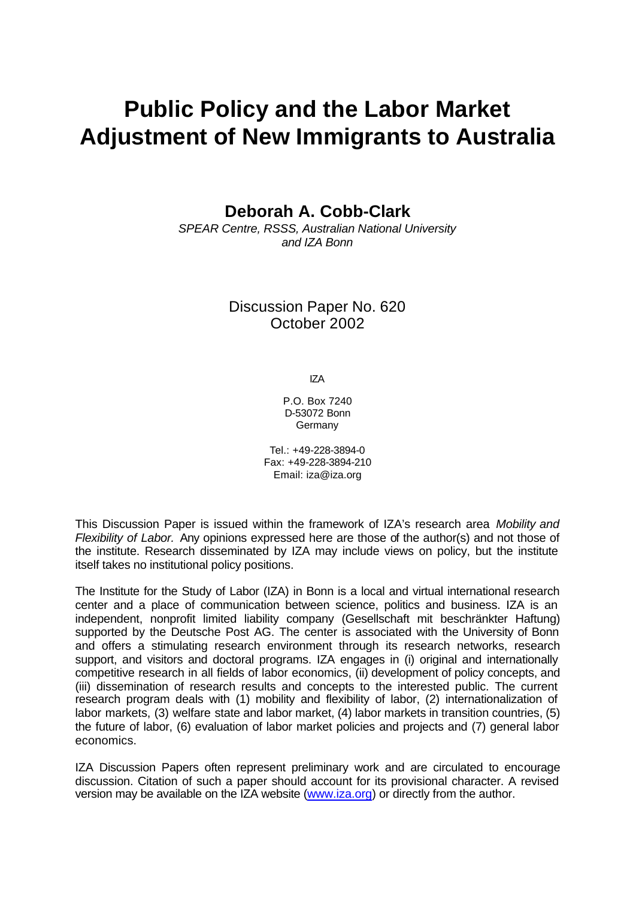# Public Policy and the Labor Market Adjustment of New Immigrants to Australia

**Deborah A. Cobb-Clark**

*SPEAR Centre, RSSS, Australian National University and IZA Bonn*

Discussion Paper No. 620
October 2002

IZA

P.O. Box 7240
D-53072 Bonn
Germany

Tel.: +49-228-3894-0
Fax: +49-228-3894-210
Email: iza@iza.org

This Discussion Paper is issued within the framework of IZA's research area *Mobility and Flexibility of Labor.* Any opinions expressed here are those of the author(s) and not those of the institute. Research disseminated by IZA may include views on policy, but the institute itself takes no institutional policy positions.

The Institute for the Study of Labor (IZA) in Bonn is a local and virtual international research center and a place of communication between science, politics and business. IZA is an independent, nonprofit limited liability company (Gesellschaft mit beschränkter Haftung) supported by the Deutsche Post AG. The center is associated with the University of Bonn and offers a stimulating research environment through its research networks, research support, and visitors and doctoral programs. IZA engages in (i) original and internationally competitive research in all fields of labor economics, (ii) development of policy concepts, and (iii) dissemination of research results and concepts to the interested public. The current research program deals with (1) mobility and flexibility of labor, (2) internationalization of labor markets, (3) welfare state and labor market, (4) labor markets in transition countries, (5) the future of labor, (6) evaluation of labor market policies and projects and (7) general labor economics.

IZA Discussion Papers often represent preliminary work and are circulated to encourage discussion. Citation of such a paper should account for its provisional character. A revised version may be available on the IZA website (www.iza.org) or directly from the author.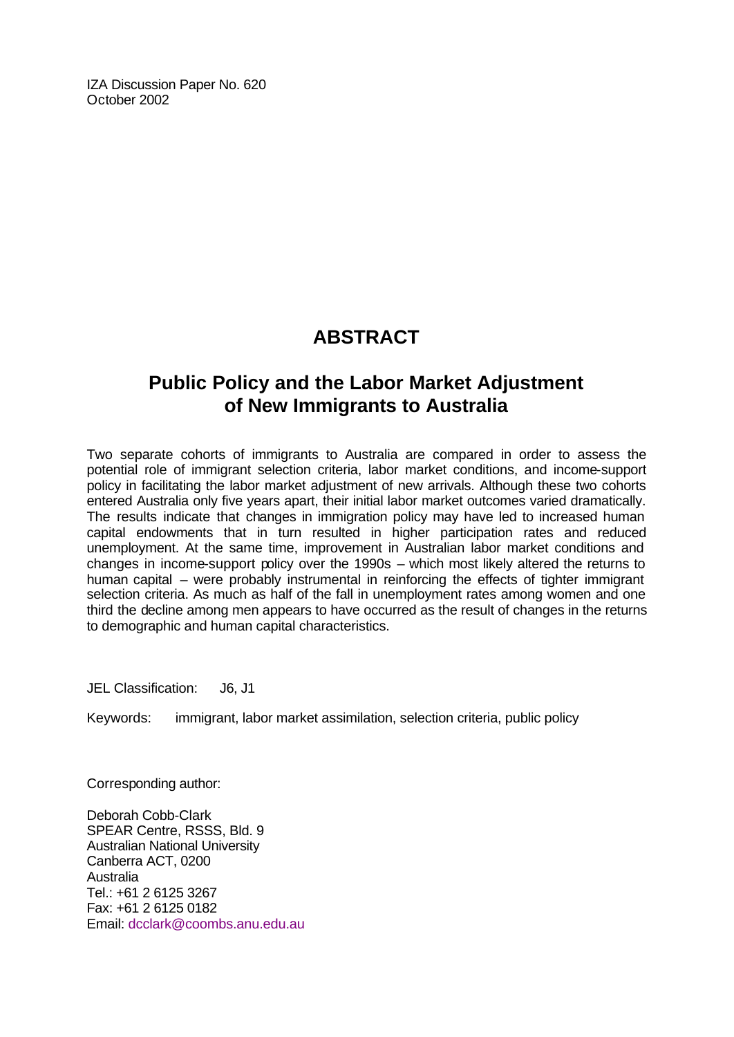IZA Discussion Paper No. 620
October 2002

# ABSTRACT

## Public Policy and the Labor Market Adjustment of New Immigrants to Australia

Two separate cohorts of immigrants to Australia are compared in order to assess the potential role of immigrant selection criteria, labor market conditions, and income-support policy in facilitating the labor market adjustment of new arrivals. Although these two cohorts entered Australia only five years apart, their initial labor market outcomes varied dramatically. The results indicate that changes in immigration policy may have led to increased human capital endowments that in turn resulted in higher participation rates and reduced unemployment. At the same time, improvement in Australian labor market conditions and changes in income-support policy over the 1990s – which most likely altered the returns to human capital – were probably instrumental in reinforcing the effects of tighter immigrant selection criteria. As much as half of the fall in unemployment rates among women and one third the decline among men appears to have occurred as the result of changes in the returns to demographic and human capital characteristics.

JEL Classification: J6, J1

Keywords: immigrant, labor market assimilation, selection criteria, public policy

Corresponding author:

Deborah Cobb-Clark
SPEAR Centre, RSSS, Bld. 9
Australian National University
Canberra ACT, 0200
Australia
Tel.: +61 2 6125 3267
Fax: +61 2 6125 0182
Email: dcclark@coombs.anu.edu.au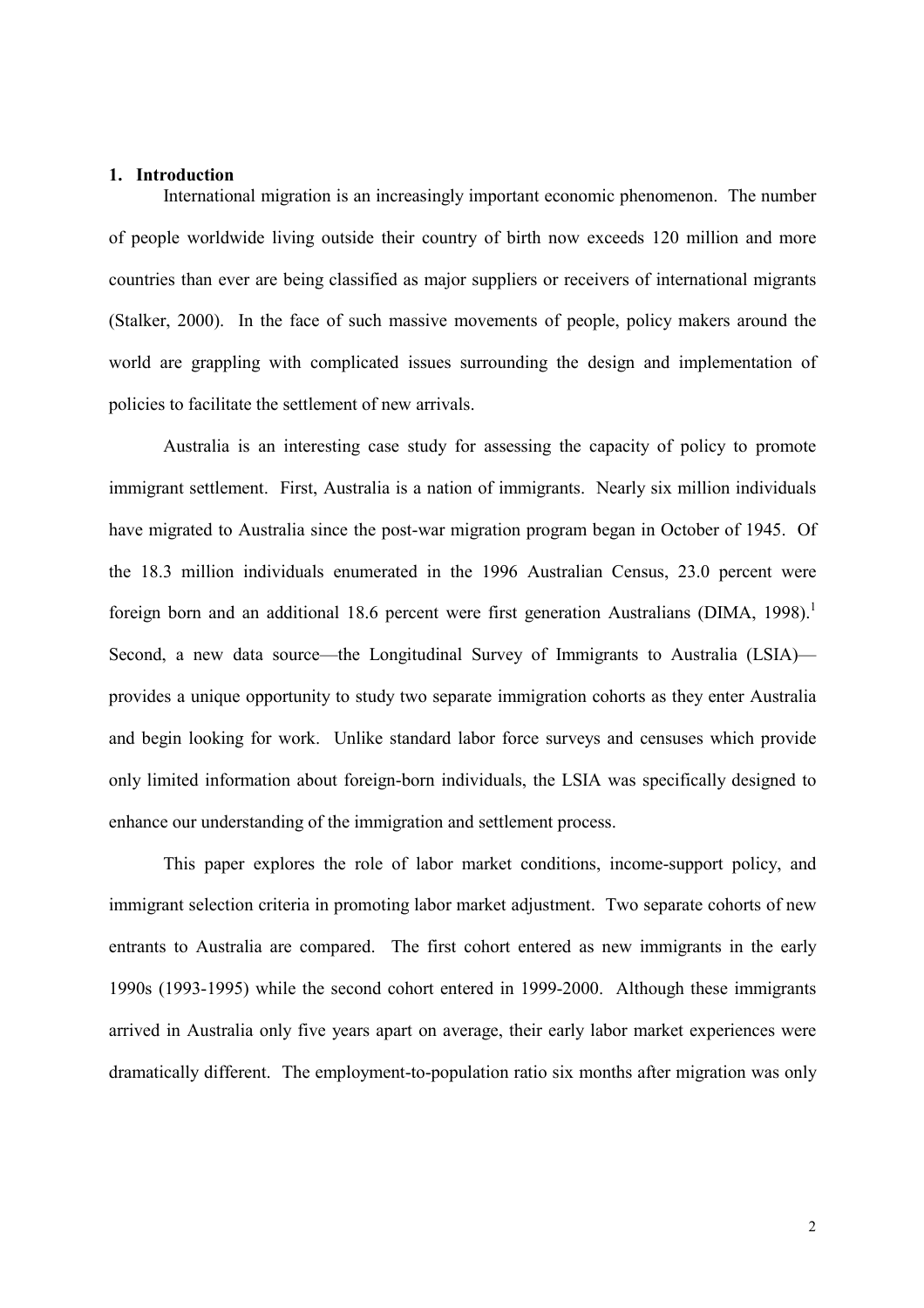## 1. Introduction

International migration is an increasingly important economic phenomenon. The number of people worldwide living outside their country of birth now exceeds 120 million and more countries than ever are being classified as major suppliers or receivers of international migrants (Stalker, 2000). In the face of such massive movements of people, policy makers around the world are grappling with complicated issues surrounding the design and implementation of policies to facilitate the settlement of new arrivals.

Australia is an interesting case study for assessing the capacity of policy to promote immigrant settlement. First, Australia is a nation of immigrants. Nearly six million individuals have migrated to Australia since the post-war migration program began in October of 1945. Of the 18.3 million individuals enumerated in the 1996 Australian Census, 23.0 percent were foreign born and an additional 18.6 percent were first generation Australians (DIMA, 1998).[1] Second, a new data source—the Longitudinal Survey of Immigrants to Australia (LSIA)—provides a unique opportunity to study two separate immigration cohorts as they enter Australia and begin looking for work. Unlike standard labor force surveys and censuses which provide only limited information about foreign-born individuals, the LSIA was specifically designed to enhance our understanding of the immigration and settlement process.

This paper explores the role of labor market conditions, income-support policy, and immigrant selection criteria in promoting labor market adjustment. Two separate cohorts of new entrants to Australia are compared. The first cohort entered as new immigrants in the early 1990s (1993-1995) while the second cohort entered in 1999-2000. Although these immigrants arrived in Australia only five years apart on average, their early labor market experiences were dramatically different. The employment-to-population ratio six months after migration was only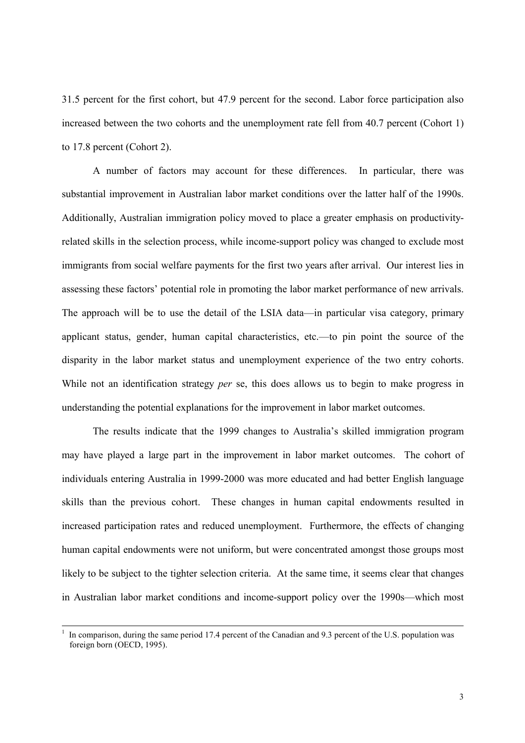31.5 percent for the first cohort, but 47.9 percent for the second. Labor force participation also increased between the two cohorts and the unemployment rate fell from 40.7 percent (Cohort 1) to 17.8 percent (Cohort 2).

A number of factors may account for these differences. In particular, there was substantial improvement in Australian labor market conditions over the latter half of the 1990s. Additionally, Australian immigration policy moved to place a greater emphasis on productivity-related skills in the selection process, while income-support policy was changed to exclude most immigrants from social welfare payments for the first two years after arrival. Our interest lies in assessing these factors' potential role in promoting the labor market performance of new arrivals. The approach will be to use the detail of the LSIA data—in particular visa category, primary applicant status, gender, human capital characteristics, etc.—to pin point the source of the disparity in the labor market status and unemployment experience of the two entry cohorts. While not an identification strategy *per* se, this does allows us to begin to make progress in understanding the potential explanations for the improvement in labor market outcomes.

The results indicate that the 1999 changes to Australia's skilled immigration program may have played a large part in the improvement in labor market outcomes. The cohort of individuals entering Australia in 1999-2000 was more educated and had better English language skills than the previous cohort. These changes in human capital endowments resulted in increased participation rates and reduced unemployment. Furthermore, the effects of changing human capital endowments were not uniform, but were concentrated amongst those groups most likely to be subject to the tighter selection criteria. At the same time, it seems clear that changes in Australian labor market conditions and income-support policy over the 1990s—which most

[1] In comparison, during the same period 17.4 percent of the Canadian and 9.3 percent of the U.S. population was foreign born (OECD, 1995).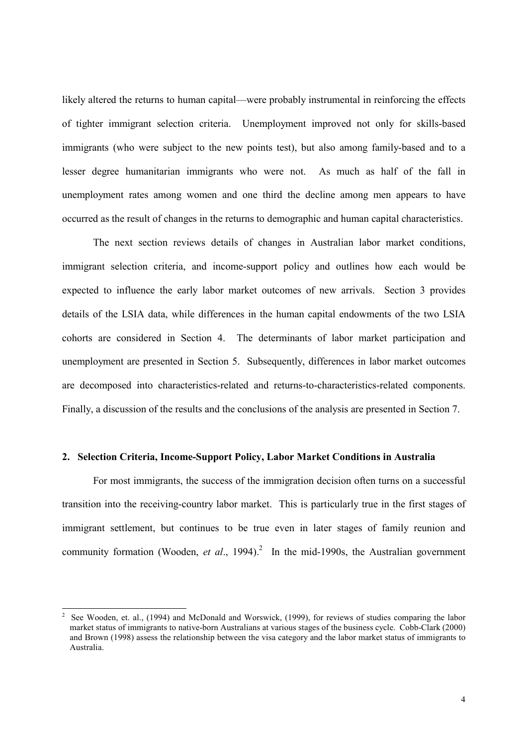likely altered the returns to human capital—were probably instrumental in reinforcing the effects of tighter immigrant selection criteria. Unemployment improved not only for skills-based immigrants (who were subject to the new points test), but also among family-based and to a lesser degree humanitarian immigrants who were not. As much as half of the fall in unemployment rates among women and one third the decline among men appears to have occurred as the result of changes in the returns to demographic and human capital characteristics.

The next section reviews details of changes in Australian labor market conditions, immigrant selection criteria, and income-support policy and outlines how each would be expected to influence the early labor market outcomes of new arrivals. Section 3 provides details of the LSIA data, while differences in the human capital endowments of the two LSIA cohorts are considered in Section 4. The determinants of labor market participation and unemployment are presented in Section 5. Subsequently, differences in labor market outcomes are decomposed into characteristics-related and returns-to-characteristics-related components. Finally, a discussion of the results and the conclusions of the analysis are presented in Section 7.

## 2. Selection Criteria, Income-Support Policy, Labor Market Conditions in Australia

For most immigrants, the success of the immigration decision often turns on a successful transition into the receiving-country labor market. This is particularly true in the first stages of immigrant settlement, but continues to be true even in later stages of family reunion and community formation (Wooden, *et al*., 1994).[2] In the mid-1990s, the Australian government

[2] See Wooden, et. al., (1994) and McDonald and Worswick, (1999), for reviews of studies comparing the labor market status of immigrants to native-born Australians at various stages of the business cycle. Cobb-Clark (2000) and Brown (1998) assess the relationship between the visa category and the labor market status of immigrants to Australia.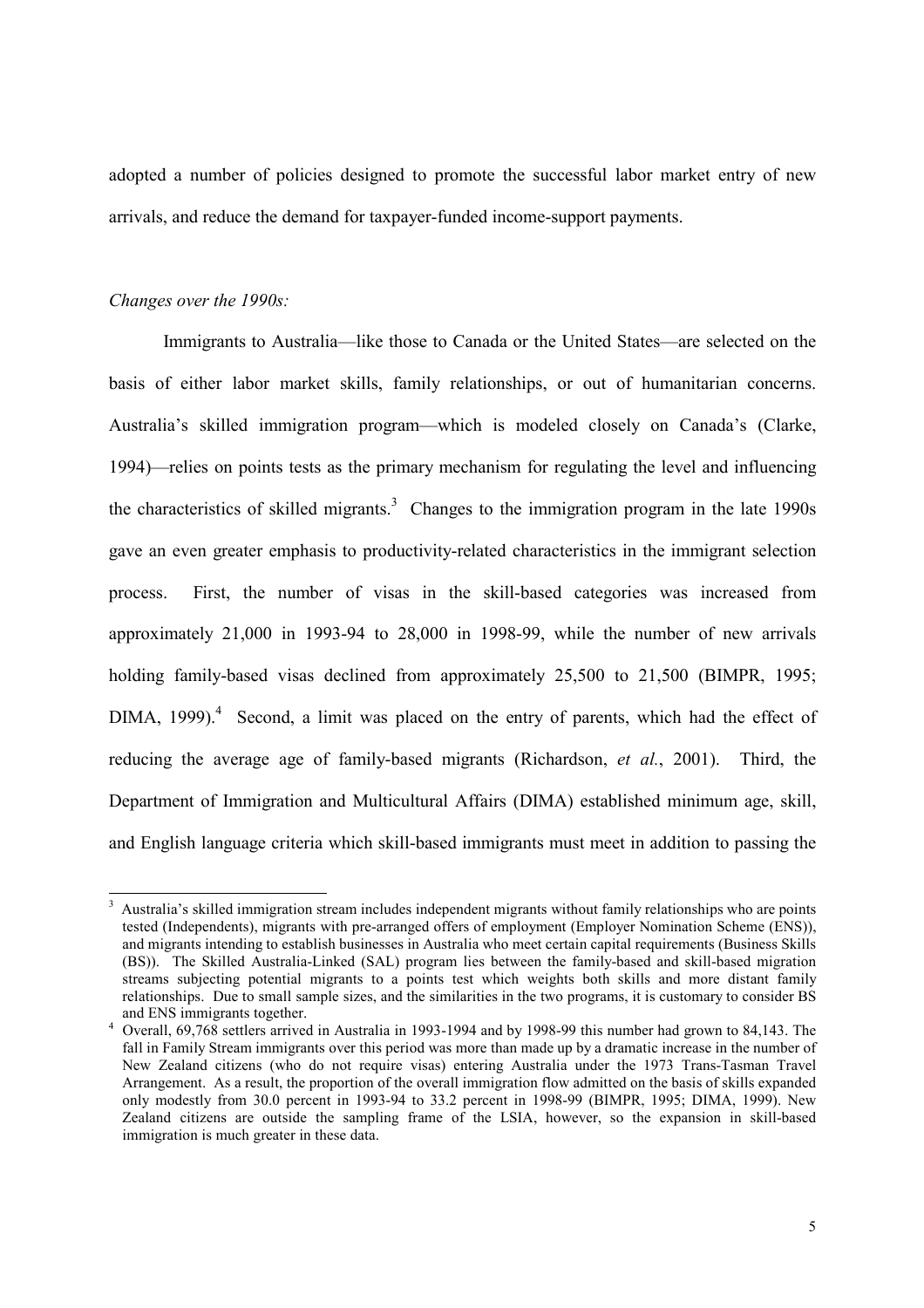adopted a number of policies designed to promote the successful labor market entry of new arrivals, and reduce the demand for taxpayer-funded income-support payments.

*Changes over the 1990s:*

Immigrants to Australia—like those to Canada or the United States—are selected on the basis of either labor market skills, family relationships, or out of humanitarian concerns. Australia's skilled immigration program—which is modeled closely on Canada's (Clarke, 1994)—relies on points tests as the primary mechanism for regulating the level and influencing the characteristics of skilled migrants.[3] Changes to the immigration program in the late 1990s gave an even greater emphasis to productivity-related characteristics in the immigrant selection process. First, the number of visas in the skill-based categories was increased from approximately 21,000 in 1993-94 to 28,000 in 1998-99, while the number of new arrivals holding family-based visas declined from approximately 25,500 to 21,500 (BIMPR, 1995; DIMA, 1999).[4] Second, a limit was placed on the entry of parents, which had the effect of reducing the average age of family-based migrants (Richardson, *et al.*, 2001). Third, the Department of Immigration and Multicultural Affairs (DIMA) established minimum age, skill, and English language criteria which skill-based immigrants must meet in addition to passing the

---

[3] Australia's skilled immigration stream includes independent migrants without family relationships who are points tested (Independents), migrants with pre-arranged offers of employment (Employer Nomination Scheme (ENS)), and migrants intending to establish businesses in Australia who meet certain capital requirements (Business Skills (BS)). The Skilled Australia-Linked (SAL) program lies between the family-based and skill-based migration streams subjecting potential migrants to a points test which weights both skills and more distant family relationships. Due to small sample sizes, and the similarities in the two programs, it is customary to consider BS and ENS immigrants together.

[4] Overall, 69,768 settlers arrived in Australia in 1993-1994 and by 1998-99 this number had grown to 84,143. The fall in Family Stream immigrants over this period was more than made up by a dramatic increase in the number of New Zealand citizens (who do not require visas) entering Australia under the 1973 Trans-Tasman Travel Arrangement. As a result, the proportion of the overall immigration flow admitted on the basis of skills expanded only modestly from 30.0 percent in 1993-94 to 33.2 percent in 1998-99 (BIMPR, 1995; DIMA, 1999). New Zealand citizens are outside the sampling frame of the LSIA, however, so the expansion in skill-based immigration is much greater in these data.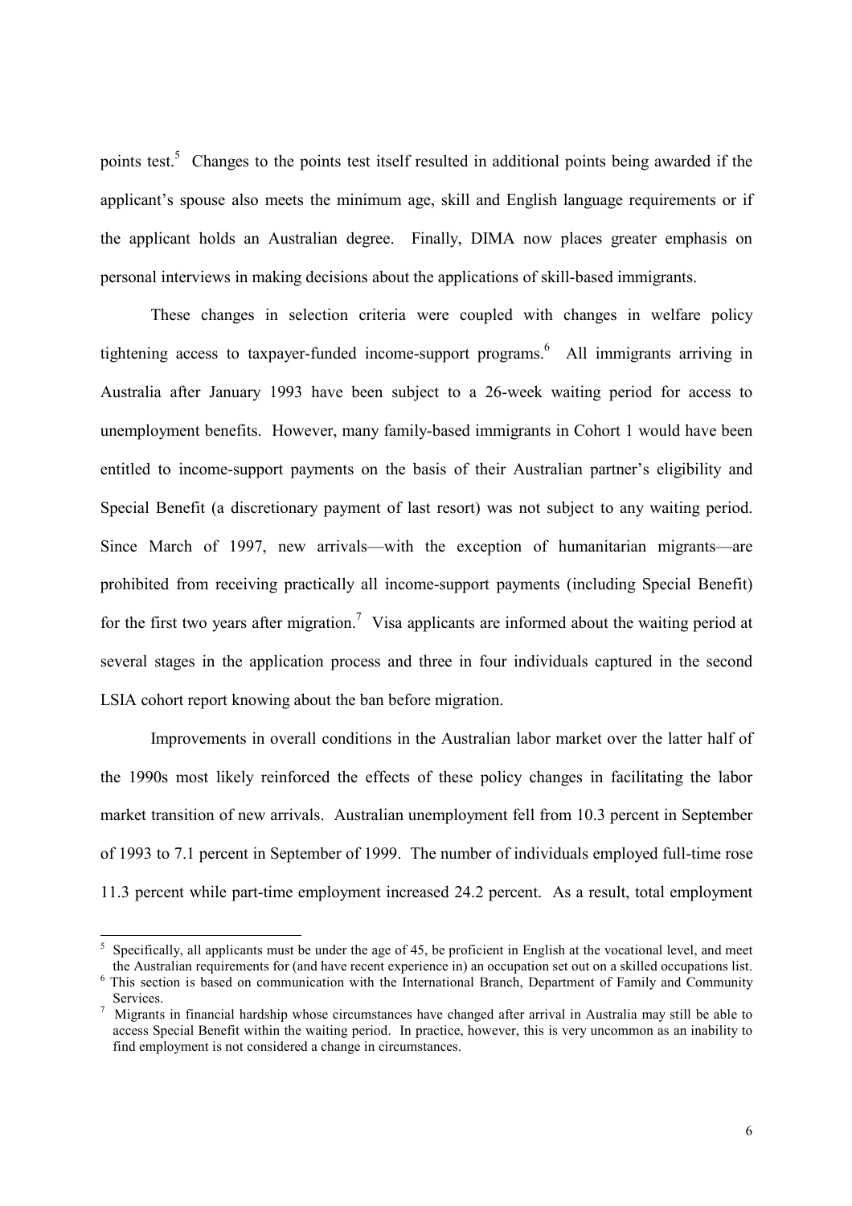points test.[5] Changes to the points test itself resulted in additional points being awarded if the applicant's spouse also meets the minimum age, skill and English language requirements or if the applicant holds an Australian degree. Finally, DIMA now places greater emphasis on personal interviews in making decisions about the applications of skill-based immigrants.

These changes in selection criteria were coupled with changes in welfare policy tightening access to taxpayer-funded income-support programs.[6] All immigrants arriving in Australia after January 1993 have been subject to a 26-week waiting period for access to unemployment benefits. However, many family-based immigrants in Cohort 1 would have been entitled to income-support payments on the basis of their Australian partner's eligibility and Special Benefit (a discretionary payment of last resort) was not subject to any waiting period. Since March of 1997, new arrivals—with the exception of humanitarian migrants—are prohibited from receiving practically all income-support payments (including Special Benefit) for the first two years after migration.[7] Visa applicants are informed about the waiting period at several stages in the application process and three in four individuals captured in the second LSIA cohort report knowing about the ban before migration.

Improvements in overall conditions in the Australian labor market over the latter half of the 1990s most likely reinforced the effects of these policy changes in facilitating the labor market transition of new arrivals. Australian unemployment fell from 10.3 percent in September of 1993 to 7.1 percent in September of 1999. The number of individuals employed full-time rose 11.3 percent while part-time employment increased 24.2 percent. As a result, total employment

---

[5] Specifically, all applicants must be under the age of 45, be proficient in English at the vocational level, and meet the Australian requirements for (and have recent experience in) an occupation set out on a skilled occupations list.

[6] This section is based on communication with the International Branch, Department of Family and Community Services.

[7] Migrants in financial hardship whose circumstances have changed after arrival in Australia may still be able to access Special Benefit within the waiting period. In practice, however, this is very uncommon as an inability to find employment is not considered a change in circumstances.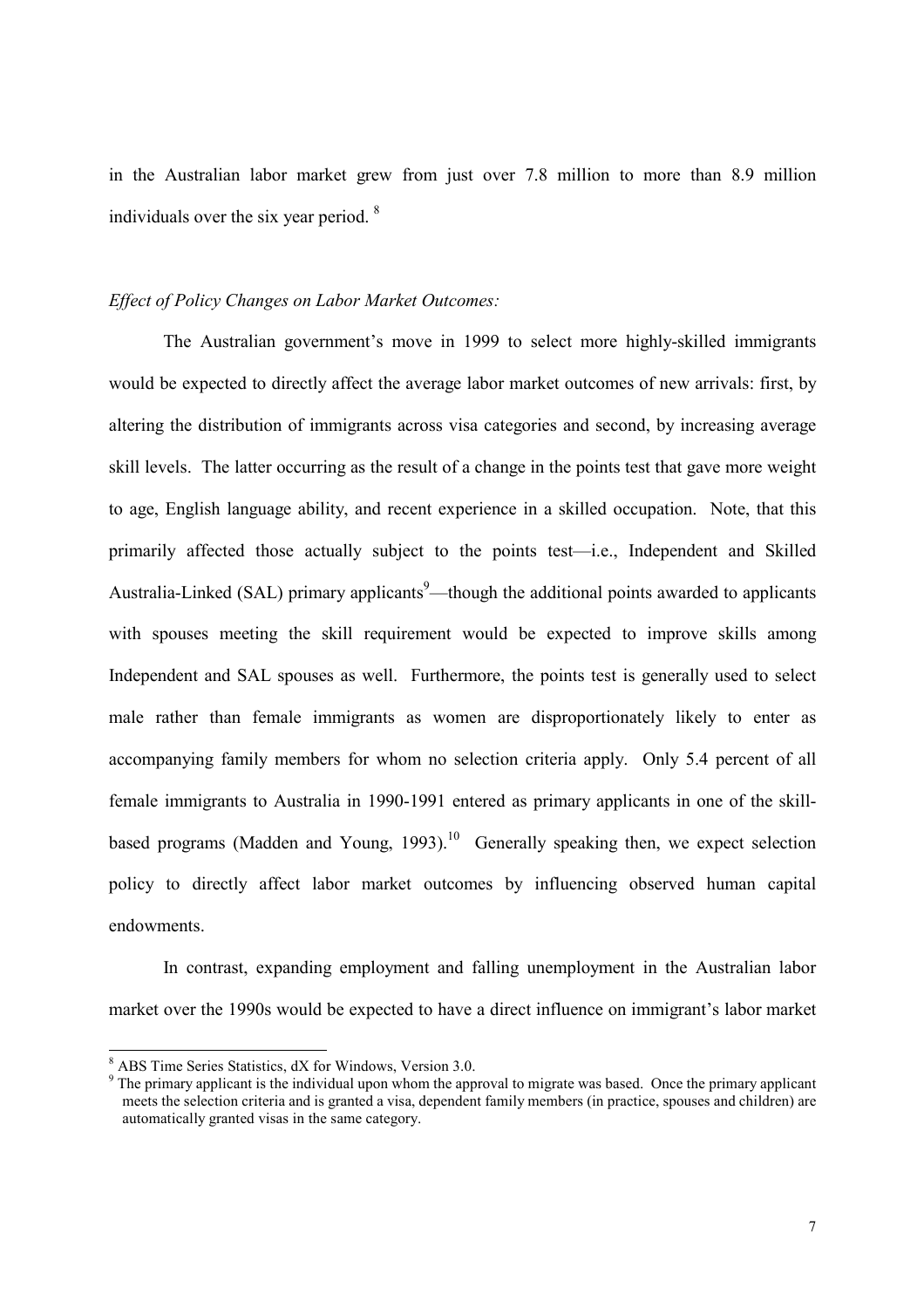in the Australian labor market grew from just over 7.8 million to more than 8.9 million individuals over the six year period. [8]

*Effect of Policy Changes on Labor Market Outcomes:*

The Australian government's move in 1999 to select more highly-skilled immigrants would be expected to directly affect the average labor market outcomes of new arrivals: first, by altering the distribution of immigrants across visa categories and second, by increasing average skill levels. The latter occurring as the result of a change in the points test that gave more weight to age, English language ability, and recent experience in a skilled occupation. Note, that this primarily affected those actually subject to the points test—i.e., Independent and Skilled Australia-Linked (SAL) primary applicants[9]—though the additional points awarded to applicants with spouses meeting the skill requirement would be expected to improve skills among Independent and SAL spouses as well. Furthermore, the points test is generally used to select male rather than female immigrants as women are disproportionately likely to enter as accompanying family members for whom no selection criteria apply. Only 5.4 percent of all female immigrants to Australia in 1990-1991 entered as primary applicants in one of the skill-based programs (Madden and Young, 1993).[10] Generally speaking then, we expect selection policy to directly affect labor market outcomes by influencing observed human capital endowments.

In contrast, expanding employment and falling unemployment in the Australian labor market over the 1990s would be expected to have a direct influence on immigrant's labor market

[8] ABS Time Series Statistics, dX for Windows, Version 3.0.

[9] The primary applicant is the individual upon whom the approval to migrate was based. Once the primary applicant meets the selection criteria and is granted a visa, dependent family members (in practice, spouses and children) are automatically granted visas in the same category.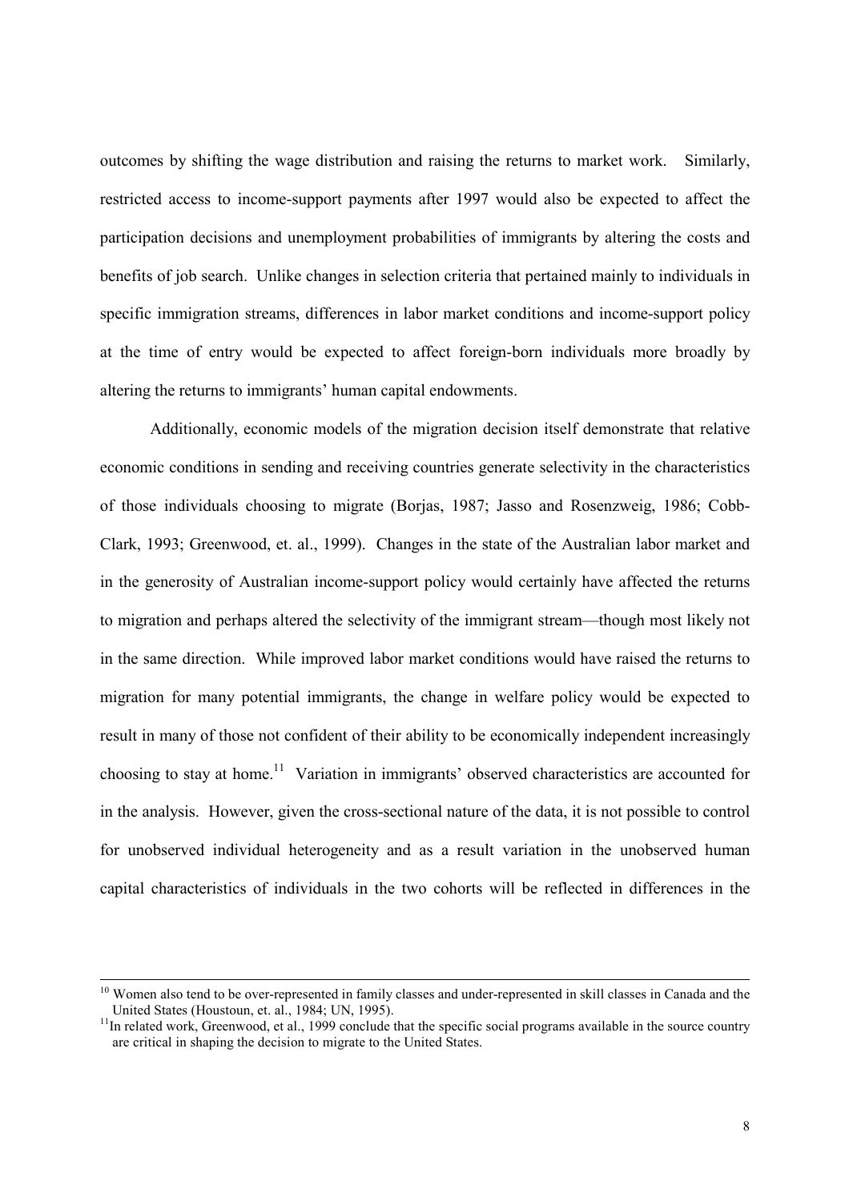outcomes by shifting the wage distribution and raising the returns to market work. Similarly, restricted access to income-support payments after 1997 would also be expected to affect the participation decisions and unemployment probabilities of immigrants by altering the costs and benefits of job search. Unlike changes in selection criteria that pertained mainly to individuals in specific immigration streams, differences in labor market conditions and income-support policy at the time of entry would be expected to affect foreign-born individuals more broadly by altering the returns to immigrants' human capital endowments.

Additionally, economic models of the migration decision itself demonstrate that relative economic conditions in sending and receiving countries generate selectivity in the characteristics of those individuals choosing to migrate (Borjas, 1987; Jasso and Rosenzweig, 1986; Cobb-Clark, 1993; Greenwood, et. al., 1999). Changes in the state of the Australian labor market and in the generosity of Australian income-support policy would certainly have affected the returns to migration and perhaps altered the selectivity of the immigrant stream—though most likely not in the same direction. While improved labor market conditions would have raised the returns to migration for many potential immigrants, the change in welfare policy would be expected to result in many of those not confident of their ability to be economically independent increasingly choosing to stay at home.[11] Variation in immigrants' observed characteristics are accounted for in the analysis. However, given the cross-sectional nature of the data, it is not possible to control for unobserved individual heterogeneity and as a result variation in the unobserved human capital characteristics of individuals in the two cohorts will be reflected in differences in the

---

[10] Women also tend to be over-represented in family classes and under-represented in skill classes in Canada and the United States (Houstoun, et. al., 1984; UN, 1995).

[11] In related work, Greenwood, et al., 1999 conclude that the specific social programs available in the source country are critical in shaping the decision to migrate to the United States.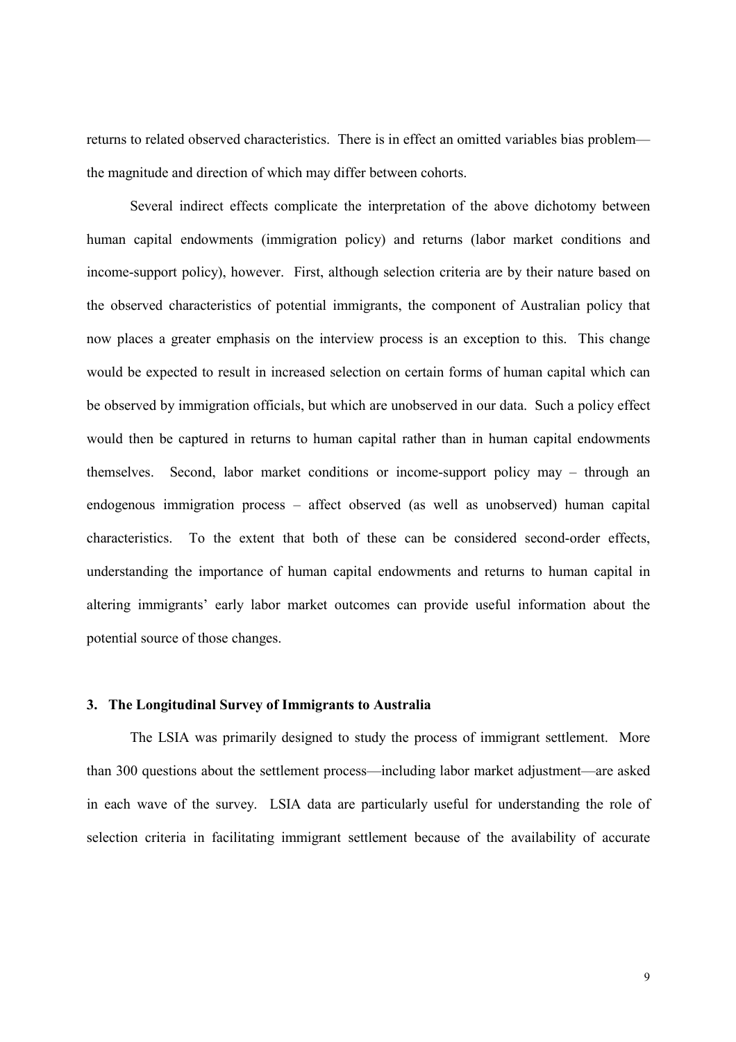returns to related observed characteristics. There is in effect an omitted variables bias problem—the magnitude and direction of which may differ between cohorts.

Several indirect effects complicate the interpretation of the above dichotomy between human capital endowments (immigration policy) and returns (labor market conditions and income-support policy), however. First, although selection criteria are by their nature based on the observed characteristics of potential immigrants, the component of Australian policy that now places a greater emphasis on the interview process is an exception to this. This change would be expected to result in increased selection on certain forms of human capital which can be observed by immigration officials, but which are unobserved in our data. Such a policy effect would then be captured in returns to human capital rather than in human capital endowments themselves. Second, labor market conditions or income-support policy may – through an endogenous immigration process – affect observed (as well as unobserved) human capital characteristics. To the extent that both of these can be considered second-order effects, understanding the importance of human capital endowments and returns to human capital in altering immigrants' early labor market outcomes can provide useful information about the potential source of those changes.

### 3. The Longitudinal Survey of Immigrants to Australia

The LSIA was primarily designed to study the process of immigrant settlement. More than 300 questions about the settlement process—including labor market adjustment—are asked in each wave of the survey. LSIA data are particularly useful for understanding the role of selection criteria in facilitating immigrant settlement because of the availability of accurate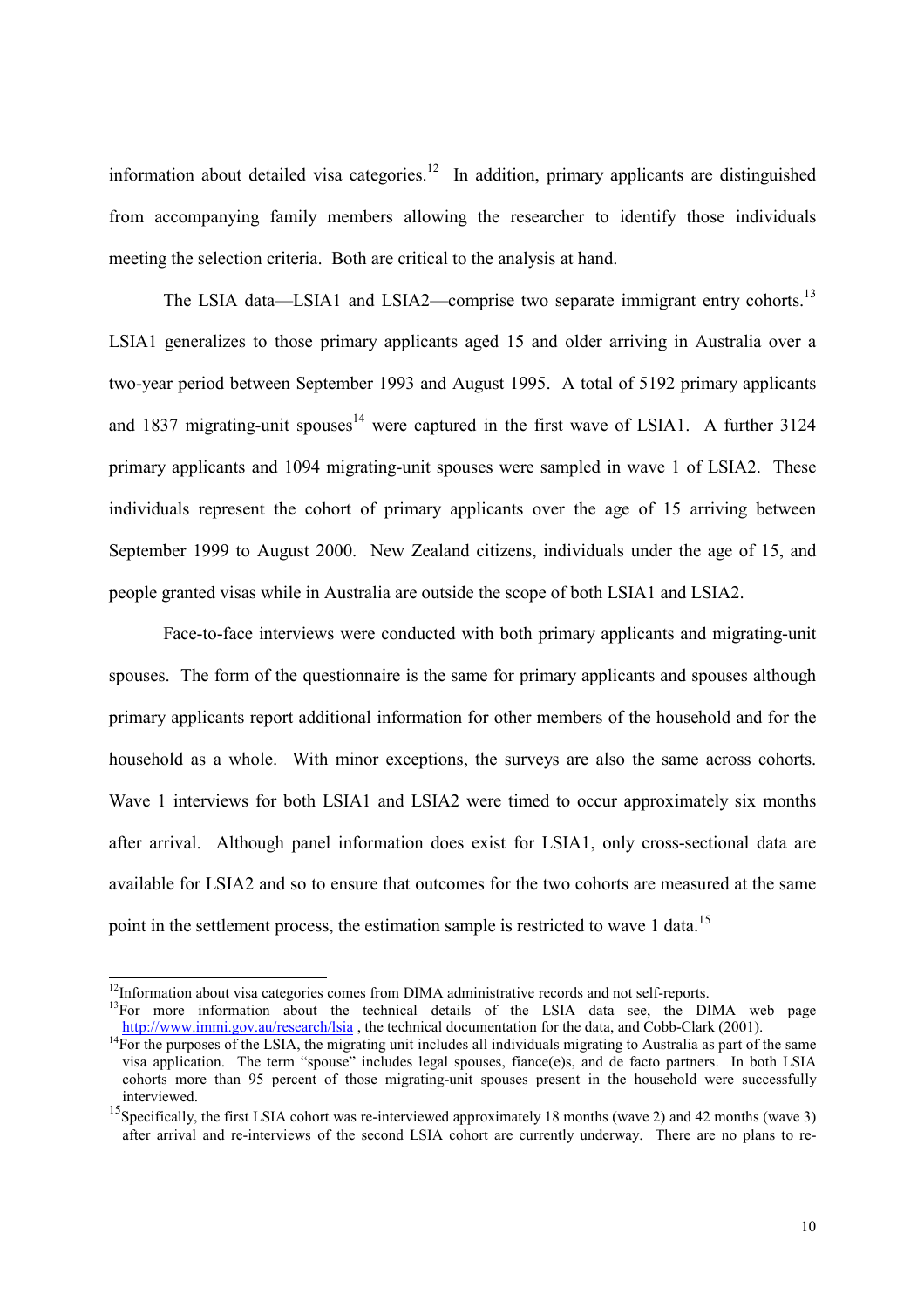information about detailed visa categories.[12] In addition, primary applicants are distinguished from accompanying family members allowing the researcher to identify those individuals meeting the selection criteria. Both are critical to the analysis at hand.

The LSIA data—LSIA1 and LSIA2—comprise two separate immigrant entry cohorts.[13] LSIA1 generalizes to those primary applicants aged 15 and older arriving in Australia over a two-year period between September 1993 and August 1995. A total of 5192 primary applicants and 1837 migrating-unit spouses[14] were captured in the first wave of LSIA1. A further 3124 primary applicants and 1094 migrating-unit spouses were sampled in wave 1 of LSIA2. These individuals represent the cohort of primary applicants over the age of 15 arriving between September 1999 to August 2000. New Zealand citizens, individuals under the age of 15, and people granted visas while in Australia are outside the scope of both LSIA1 and LSIA2.

Face-to-face interviews were conducted with both primary applicants and migrating-unit spouses. The form of the questionnaire is the same for primary applicants and spouses although primary applicants report additional information for other members of the household and for the household as a whole. With minor exceptions, the surveys are also the same across cohorts. Wave 1 interviews for both LSIA1 and LSIA2 were timed to occur approximately six months after arrival. Although panel information does exist for LSIA1, only cross-sectional data are available for LSIA2 and so to ensure that outcomes for the two cohorts are measured at the same point in the settlement process, the estimation sample is restricted to wave 1 data.[15]

---

[12] Information about visa categories comes from DIMA administrative records and not self-reports.

[13] For more information about the technical details of the LSIA data see, the DIMA web page http://www.immi.gov.au/research/lsia , the technical documentation for the data, and Cobb-Clark (2001).

[14] For the purposes of the LSIA, the migrating unit includes all individuals migrating to Australia as part of the same visa application. The term "spouse" includes legal spouses, fiance(e)s, and de facto partners. In both LSIA cohorts more than 95 percent of those migrating-unit spouses present in the household were successfully interviewed.

[15] Specifically, the first LSIA cohort was re-interviewed approximately 18 months (wave 2) and 42 months (wave 3) after arrival and re-interviews of the second LSIA cohort are currently underway. There are no plans to re-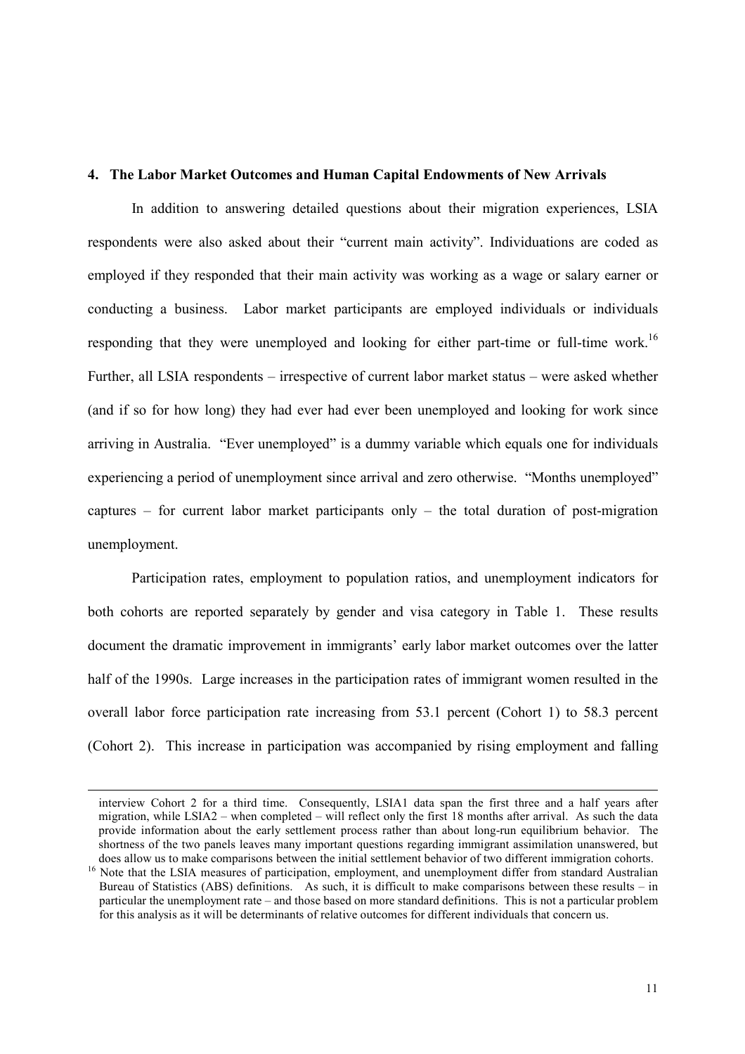## 4. The Labor Market Outcomes and Human Capital Endowments of New Arrivals

In addition to answering detailed questions about their migration experiences, LSIA respondents were also asked about their "current main activity". Individuations are coded as employed if they responded that their main activity was working as a wage or salary earner or conducting a business. Labor market participants are employed individuals or individuals responding that they were unemployed and looking for either part-time or full-time work.[16] Further, all LSIA respondents – irrespective of current labor market status – were asked whether (and if so for how long) they had ever had ever been unemployed and looking for work since arriving in Australia. "Ever unemployed" is a dummy variable which equals one for individuals experiencing a period of unemployment since arrival and zero otherwise. "Months unemployed" captures – for current labor market participants only – the total duration of post-migration unemployment.

Participation rates, employment to population ratios, and unemployment indicators for both cohorts are reported separately by gender and visa category in Table 1. These results document the dramatic improvement in immigrants' early labor market outcomes over the latter half of the 1990s. Large increases in the participation rates of immigrant women resulted in the overall labor force participation rate increasing from 53.1 percent (Cohort 1) to 58.3 percent (Cohort 2). This increase in participation was accompanied by rising employment and falling

---

interview Cohort 2 for a third time. Consequently, LSIA1 data span the first three and a half years after migration, while LSIA2 – when completed – will reflect only the first 18 months after arrival. As such the data provide information about the early settlement process rather than about long-run equilibrium behavior. The shortness of the two panels leaves many important questions regarding immigrant assimilation unanswered, but does allow us to make comparisons between the initial settlement behavior of two different immigration cohorts.

[16] Note that the LSIA measures of participation, employment, and unemployment differ from standard Australian Bureau of Statistics (ABS) definitions. As such, it is difficult to make comparisons between these results – in particular the unemployment rate – and those based on more standard definitions. This is not a particular problem for this analysis as it will be determinants of relative outcomes for different individuals that concern us.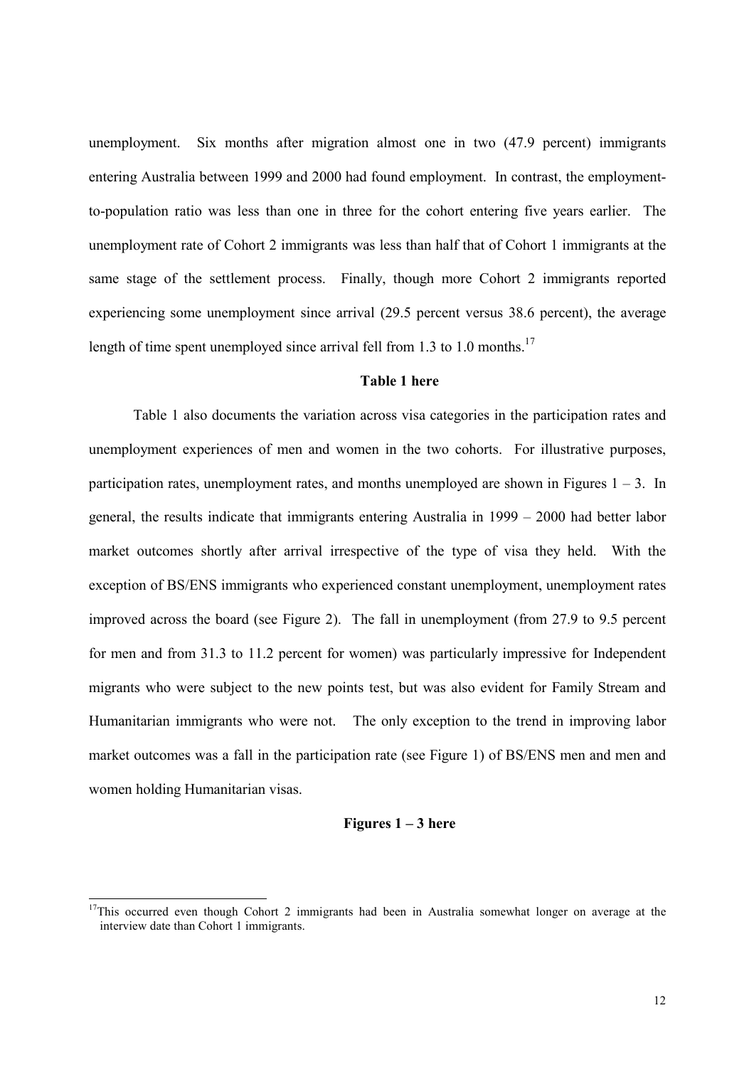unemployment. Six months after migration almost one in two (47.9 percent) immigrants entering Australia between 1999 and 2000 had found employment. In contrast, the employment-to-population ratio was less than one in three for the cohort entering five years earlier. The unemployment rate of Cohort 2 immigrants was less than half that of Cohort 1 immigrants at the same stage of the settlement process. Finally, though more Cohort 2 immigrants reported experiencing some unemployment since arrival (29.5 percent versus 38.6 percent), the average length of time spent unemployed since arrival fell from 1.3 to 1.0 months.[17]

**Table 1 here**

Table 1 also documents the variation across visa categories in the participation rates and unemployment experiences of men and women in the two cohorts. For illustrative purposes, participation rates, unemployment rates, and months unemployed are shown in Figures 1 – 3. In general, the results indicate that immigrants entering Australia in 1999 – 2000 had better labor market outcomes shortly after arrival irrespective of the type of visa they held. With the exception of BS/ENS immigrants who experienced constant unemployment, unemployment rates improved across the board (see Figure 2). The fall in unemployment (from 27.9 to 9.5 percent for men and from 31.3 to 11.2 percent for women) was particularly impressive for Independent migrants who were subject to the new points test, but was also evident for Family Stream and Humanitarian immigrants who were not. The only exception to the trend in improving labor market outcomes was a fall in the participation rate (see Figure 1) of BS/ENS men and men and women holding Humanitarian visas.

**Figures 1 – 3 here**

---

[17]This occurred even though Cohort 2 immigrants had been in Australia somewhat longer on average at the interview date than Cohort 1 immigrants.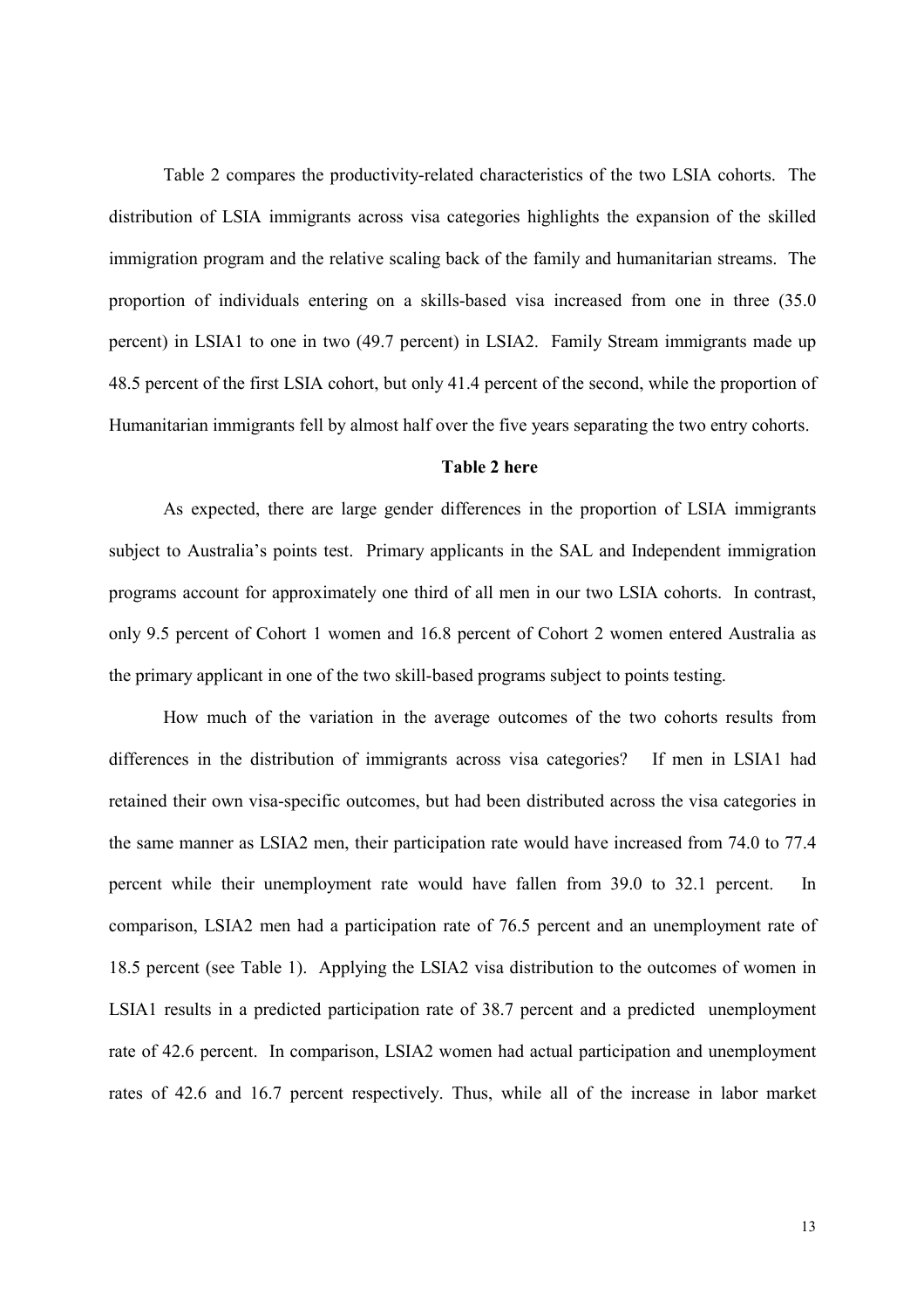Table 2 compares the productivity-related characteristics of the two LSIA cohorts. The distribution of LSIA immigrants across visa categories highlights the expansion of the skilled immigration program and the relative scaling back of the family and humanitarian streams. The proportion of individuals entering on a skills-based visa increased from one in three (35.0 percent) in LSIA1 to one in two (49.7 percent) in LSIA2. Family Stream immigrants made up 48.5 percent of the first LSIA cohort, but only 41.4 percent of the second, while the proportion of Humanitarian immigrants fell by almost half over the five years separating the two entry cohorts.

**Table 2 here**

As expected, there are large gender differences in the proportion of LSIA immigrants subject to Australia's points test. Primary applicants in the SAL and Independent immigration programs account for approximately one third of all men in our two LSIA cohorts. In contrast, only 9.5 percent of Cohort 1 women and 16.8 percent of Cohort 2 women entered Australia as the primary applicant in one of the two skill-based programs subject to points testing.

How much of the variation in the average outcomes of the two cohorts results from differences in the distribution of immigrants across visa categories? If men in LSIA1 had retained their own visa-specific outcomes, but had been distributed across the visa categories in the same manner as LSIA2 men, their participation rate would have increased from 74.0 to 77.4 percent while their unemployment rate would have fallen from 39.0 to 32.1 percent. In comparison, LSIA2 men had a participation rate of 76.5 percent and an unemployment rate of 18.5 percent (see Table 1). Applying the LSIA2 visa distribution to the outcomes of women in LSIA1 results in a predicted participation rate of 38.7 percent and a predicted unemployment rate of 42.6 percent. In comparison, LSIA2 women had actual participation and unemployment rates of 42.6 and 16.7 percent respectively. Thus, while all of the increase in labor market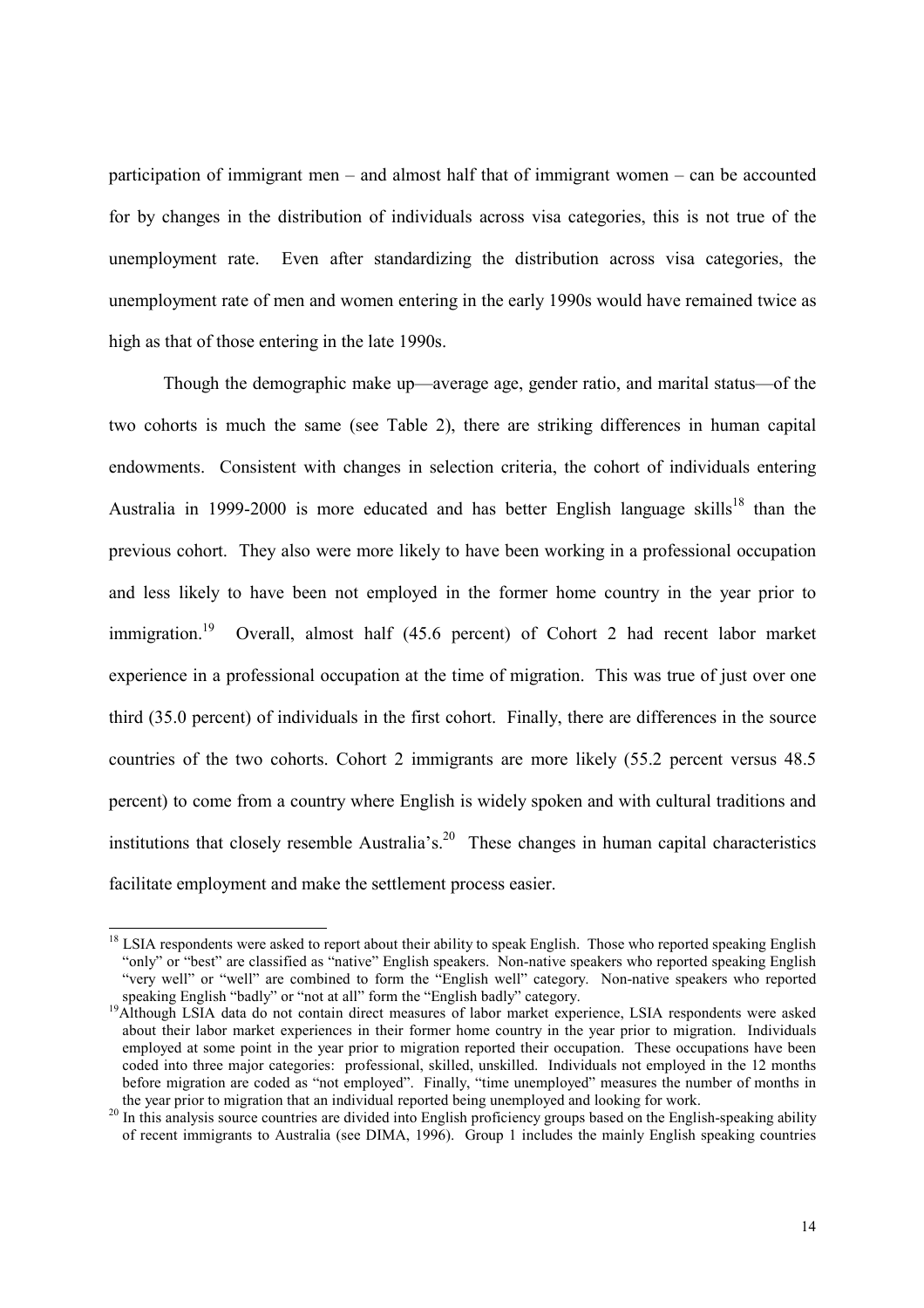participation of immigrant men – and almost half that of immigrant women – can be accounted for by changes in the distribution of individuals across visa categories, this is not true of the unemployment rate. Even after standardizing the distribution across visa categories, the unemployment rate of men and women entering in the early 1990s would have remained twice as high as that of those entering in the late 1990s.

Though the demographic make up—average age, gender ratio, and marital status—of the two cohorts is much the same (see Table 2), there are striking differences in human capital endowments. Consistent with changes in selection criteria, the cohort of individuals entering Australia in 1999-2000 is more educated and has better English language skills[18] than the previous cohort. They also were more likely to have been working in a professional occupation and less likely to have been not employed in the former home country in the year prior to immigration.[19] Overall, almost half (45.6 percent) of Cohort 2 had recent labor market experience in a professional occupation at the time of migration. This was true of just over one third (35.0 percent) of individuals in the first cohort. Finally, there are differences in the source countries of the two cohorts. Cohort 2 immigrants are more likely (55.2 percent versus 48.5 percent) to come from a country where English is widely spoken and with cultural traditions and institutions that closely resemble Australia's.[20] These changes in human capital characteristics facilitate employment and make the settlement process easier.

[18] LSIA respondents were asked to report about their ability to speak English. Those who reported speaking English "only" or "best" are classified as "native" English speakers. Non-native speakers who reported speaking English "very well" or "well" are combined to form the "English well" category. Non-native speakers who reported speaking English "badly" or "not at all" form the "English badly" category.

[19] Although LSIA data do not contain direct measures of labor market experience, LSIA respondents were asked about their labor market experiences in their former home country in the year prior to migration. Individuals employed at some point in the year prior to migration reported their occupation. These occupations have been coded into three major categories: professional, skilled, unskilled. Individuals not employed in the 12 months before migration are coded as "not employed". Finally, "time unemployed" measures the number of months in the year prior to migration that an individual reported being unemployed and looking for work.

[20] In this analysis source countries are divided into English proficiency groups based on the English-speaking ability of recent immigrants to Australia (see DIMA, 1996). Group 1 includes the mainly English speaking countries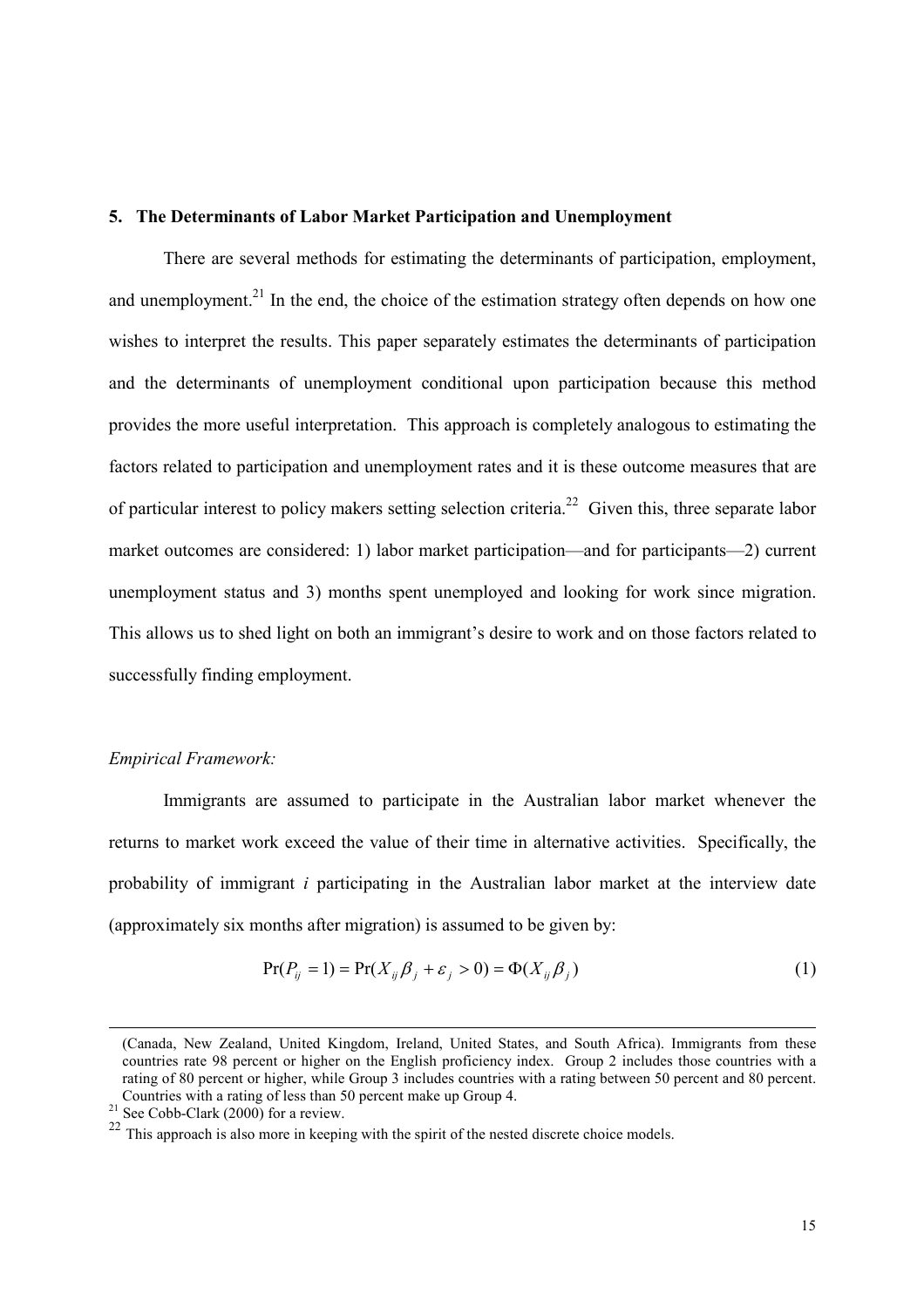## 5. The Determinants of Labor Market Participation and Unemployment

There are several methods for estimating the determinants of participation, employment, and unemployment.[21] In the end, the choice of the estimation strategy often depends on how one wishes to interpret the results. This paper separately estimates the determinants of participation and the determinants of unemployment conditional upon participation because this method provides the more useful interpretation. This approach is completely analogous to estimating the factors related to participation and unemployment rates and it is these outcome measures that are of particular interest to policy makers setting selection criteria.[22] Given this, three separate labor market outcomes are considered: 1) labor market participation—and for participants—2) current unemployment status and 3) months spent unemployed and looking for work since migration. This allows us to shed light on both an immigrant's desire to work and on those factors related to successfully finding employment.

*Empirical Framework:*

Immigrants are assumed to participate in the Australian labor market whenever the returns to market work exceed the value of their time in alternative activities. Specifically, the probability of immigrant *i* participating in the Australian labor market at the interview date (approximately six months after migration) is assumed to be given by:

$$\Pr(P_{ij} = 1) = \Pr(X_{ij}\beta_j + \varepsilon_j > 0) = \Phi(X_{ij}\beta_j) \quad (1)$$

(Canada, New Zealand, United Kingdom, Ireland, United States, and South Africa). Immigrants from these countries rate 98 percent or higher on the English proficiency index. Group 2 includes those countries with a rating of 80 percent or higher, while Group 3 includes countries with a rating between 50 percent and 80 percent. Countries with a rating of less than 50 percent make up Group 4.

[21] See Cobb-Clark (2000) for a review.

[22] This approach is also more in keeping with the spirit of the nested discrete choice models.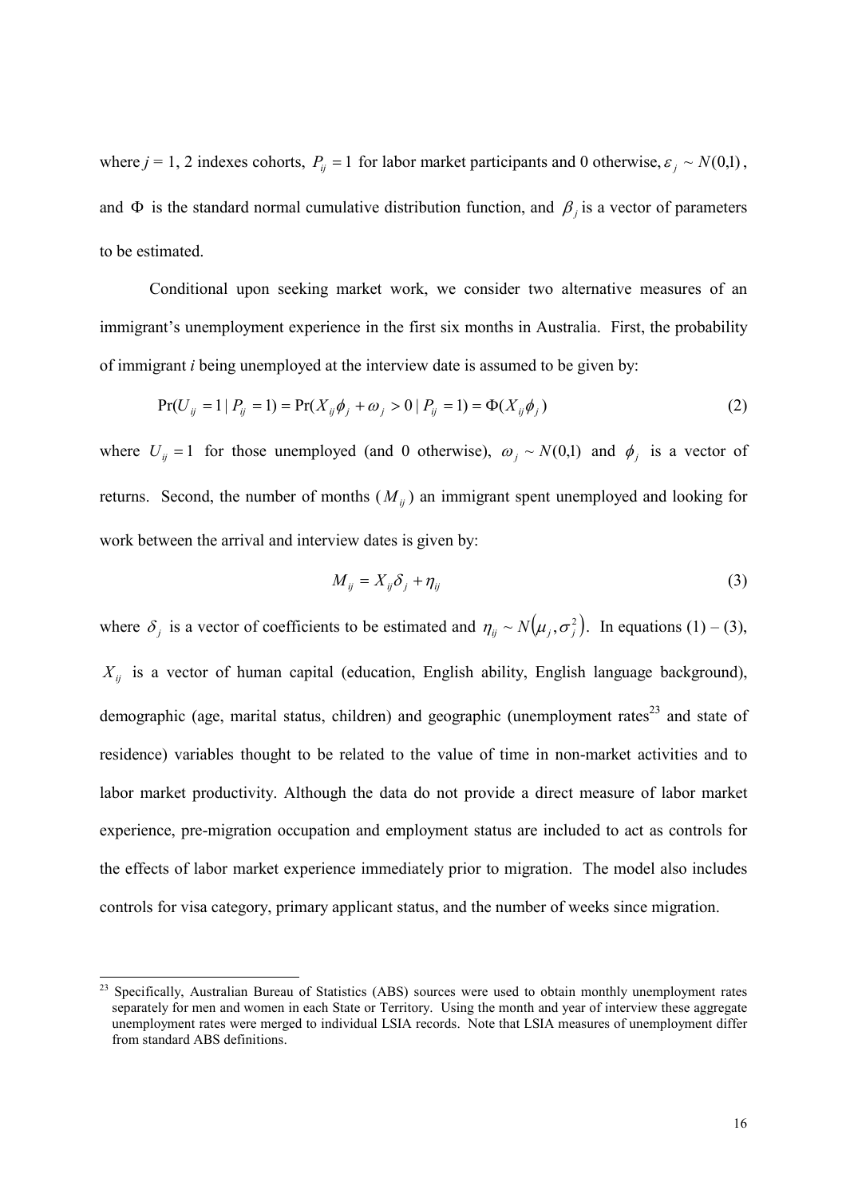where $j$ = 1, 2 indexes cohorts, $P_{ij} = 1$ for labor market participants and 0 otherwise, $\varepsilon_j \sim N(0,1)$, and $\Phi$ is the standard normal cumulative distribution function, and $\beta_j$ is a vector of parameters to be estimated.

Conditional upon seeking market work, we consider two alternative measures of an immigrant's unemployment experience in the first six months in Australia. First, the probability of immigrant $i$ being unemployed at the interview date is assumed to be given by:

$$\Pr(U_{ij} = 1 \mid P_{ij} = 1) = \Pr(X_{ij}\phi_j + \omega_j > 0 \mid P_{ij} = 1) = \Phi(X_{ij}\phi_j) \tag{2}$$

where $U_{ij} = 1$ for those unemployed (and 0 otherwise), $\omega_j \sim N(0,1)$ and $\phi_j$ is a vector of returns. Second, the number of months ($M_{ij}$) an immigrant spent unemployed and looking for work between the arrival and interview dates is given by:

$$M_{ij} = X_{ij}\delta_j + \eta_{ij} \tag{3}$$

where $\delta_j$ is a vector of coefficients to be estimated and $\eta_{ij} \sim N\left(\mu_j, \sigma_j^2\right)$. In equations (1) – (3), $X_{ij}$ is a vector of human capital (education, English ability, English language background), demographic (age, marital status, children) and geographic (unemployment rates[23] and state of residence) variables thought to be related to the value of time in non-market activities and to labor market productivity. Although the data do not provide a direct measure of labor market experience, pre-migration occupation and employment status are included to act as controls for the effects of labor market experience immediately prior to migration. The model also includes controls for visa category, primary applicant status, and the number of weeks since migration.

[23] Specifically, Australian Bureau of Statistics (ABS) sources were used to obtain monthly unemployment rates separately for men and women in each State or Territory. Using the month and year of interview these aggregate unemployment rates were merged to individual LSIA records. Note that LSIA measures of unemployment differ from standard ABS definitions.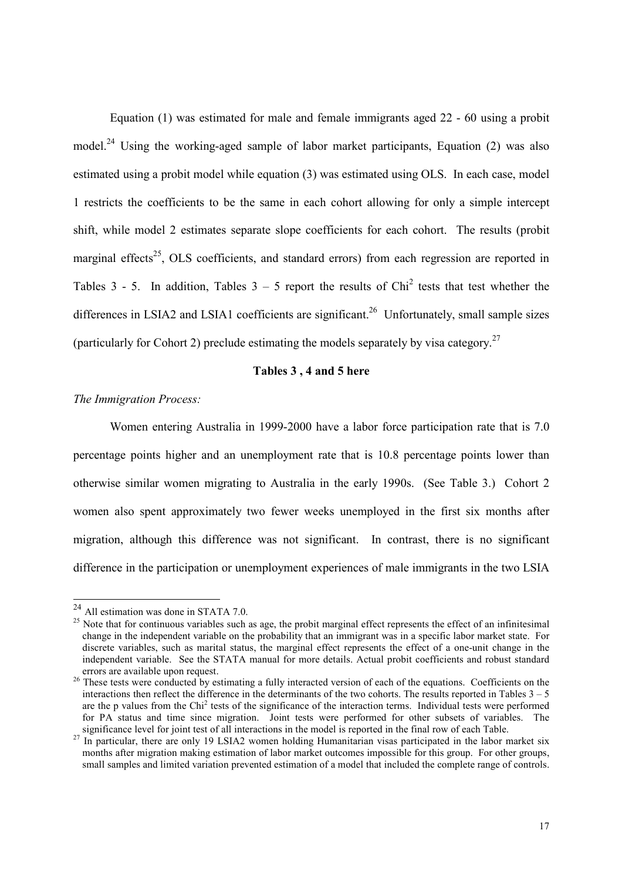Equation (1) was estimated for male and female immigrants aged 22 - 60 using a probit model.[24] Using the working-aged sample of labor market participants, Equation (2) was also estimated using a probit model while equation (3) was estimated using OLS. In each case, model 1 restricts the coefficients to be the same in each cohort allowing for only a simple intercept shift, while model 2 estimates separate slope coefficients for each cohort. The results (probit marginal effects[25], OLS coefficients, and standard errors) from each regression are reported in Tables 3 - 5. In addition, Tables 3 – 5 report the results of $Chi^2$ tests that test whether the differences in LSIA2 and LSIA1 coefficients are significant.[26] Unfortunately, small sample sizes (particularly for Cohort 2) preclude estimating the models separately by visa category.[27]

**Tables 3 , 4 and 5 here**

*The Immigration Process:*

Women entering Australia in 1999-2000 have a labor force participation rate that is 7.0 percentage points higher and an unemployment rate that is 10.8 percentage points lower than otherwise similar women migrating to Australia in the early 1990s. (See Table 3.) Cohort 2 women also spent approximately two fewer weeks unemployed in the first six months after migration, although this difference was not significant. In contrast, there is no significant difference in the participation or unemployment experiences of male immigrants in the two LSIA

---

[24] All estimation was done in STATA 7.0.

[25] Note that for continuous variables such as age, the probit marginal effect represents the effect of an infinitesimal change in the independent variable on the probability that an immigrant was in a specific labor market state. For discrete variables, such as marital status, the marginal effect represents the effect of a one-unit change in the independent variable. See the STATA manual for more details. Actual probit coefficients and robust standard errors are available upon request.

[26] These tests were conducted by estimating a fully interacted version of each of the equations. Coefficients on the interactions then reflect the difference in the determinants of the two cohorts. The results reported in Tables 3 – 5 are the p values from the $Chi^2$ tests of the significance of the interaction terms. Individual tests were performed for PA status and time since migration. Joint tests were performed for other subsets of variables. The significance level for joint test of all interactions in the model is reported in the final row of each Table.

[27] In particular, there are only 19 LSIA2 women holding Humanitarian visas participated in the labor market six months after migration making estimation of labor market outcomes impossible for this group. For other groups, small samples and limited variation prevented estimation of a model that included the complete range of controls.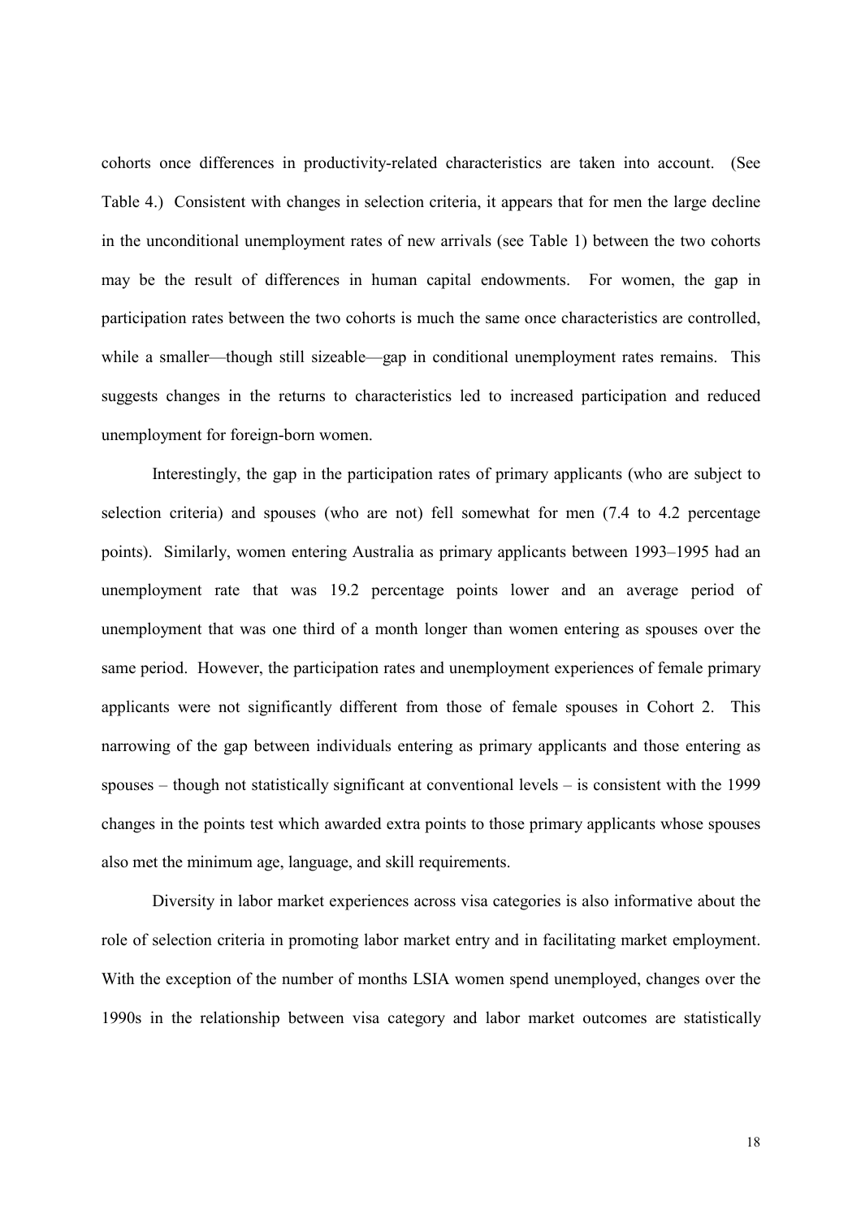cohorts once differences in productivity-related characteristics are taken into account. (See Table 4.) Consistent with changes in selection criteria, it appears that for men the large decline in the unconditional unemployment rates of new arrivals (see Table 1) between the two cohorts may be the result of differences in human capital endowments. For women, the gap in participation rates between the two cohorts is much the same once characteristics are controlled, while a smaller—though still sizeable—gap in conditional unemployment rates remains. This suggests changes in the returns to characteristics led to increased participation and reduced unemployment for foreign-born women.

Interestingly, the gap in the participation rates of primary applicants (who are subject to selection criteria) and spouses (who are not) fell somewhat for men (7.4 to 4.2 percentage points). Similarly, women entering Australia as primary applicants between 1993–1995 had an unemployment rate that was 19.2 percentage points lower and an average period of unemployment that was one third of a month longer than women entering as spouses over the same period. However, the participation rates and unemployment experiences of female primary applicants were not significantly different from those of female spouses in Cohort 2. This narrowing of the gap between individuals entering as primary applicants and those entering as spouses – though not statistically significant at conventional levels – is consistent with the 1999 changes in the points test which awarded extra points to those primary applicants whose spouses also met the minimum age, language, and skill requirements.

Diversity in labor market experiences across visa categories is also informative about the role of selection criteria in promoting labor market entry and in facilitating market employment. With the exception of the number of months LSIA women spend unemployed, changes over the 1990s in the relationship between visa category and labor market outcomes are statistically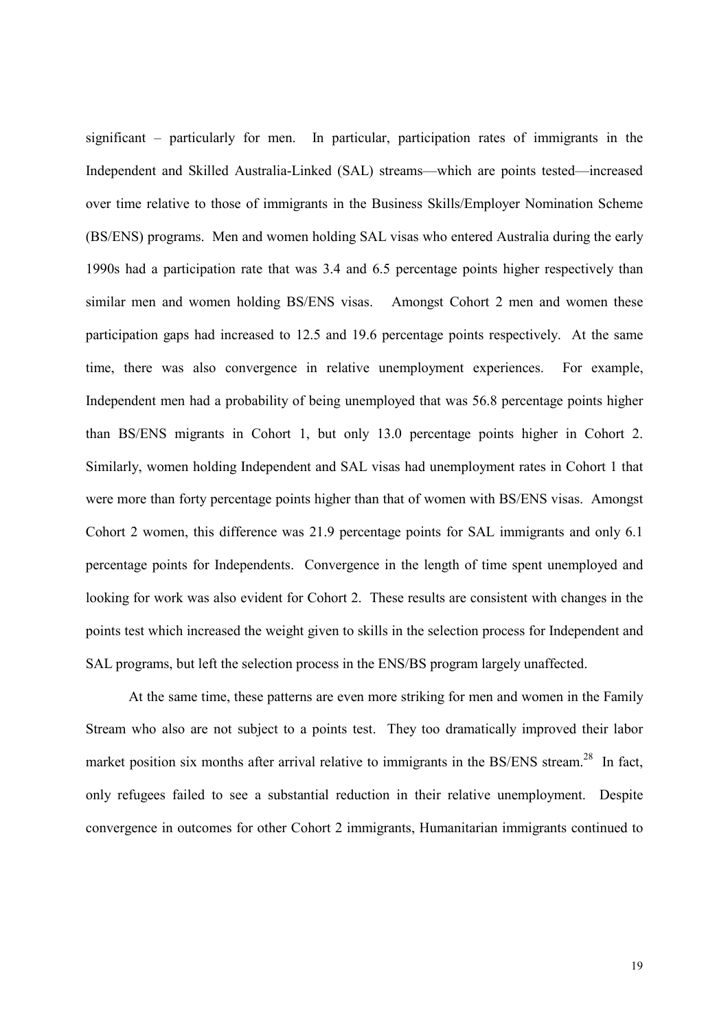significant – particularly for men. In particular, participation rates of immigrants in the Independent and Skilled Australia-Linked (SAL) streams—which are points tested—increased over time relative to those of immigrants in the Business Skills/Employer Nomination Scheme (BS/ENS) programs. Men and women holding SAL visas who entered Australia during the early 1990s had a participation rate that was 3.4 and 6.5 percentage points higher respectively than similar men and women holding BS/ENS visas. Amongst Cohort 2 men and women these participation gaps had increased to 12.5 and 19.6 percentage points respectively. At the same time, there was also convergence in relative unemployment experiences. For example, Independent men had a probability of being unemployed that was 56.8 percentage points higher than BS/ENS migrants in Cohort 1, but only 13.0 percentage points higher in Cohort 2. Similarly, women holding Independent and SAL visas had unemployment rates in Cohort 1 that were more than forty percentage points higher than that of women with BS/ENS visas. Amongst Cohort 2 women, this difference was 21.9 percentage points for SAL immigrants and only 6.1 percentage points for Independents. Convergence in the length of time spent unemployed and looking for work was also evident for Cohort 2. These results are consistent with changes in the points test which increased the weight given to skills in the selection process for Independent and SAL programs, but left the selection process in the ENS/BS program largely unaffected.

At the same time, these patterns are even more striking for men and women in the Family Stream who also are not subject to a points test. They too dramatically improved their labor market position six months after arrival relative to immigrants in the BS/ENS stream.[28] In fact, only refugees failed to see a substantial reduction in their relative unemployment. Despite convergence in outcomes for other Cohort 2 immigrants, Humanitarian immigrants continued to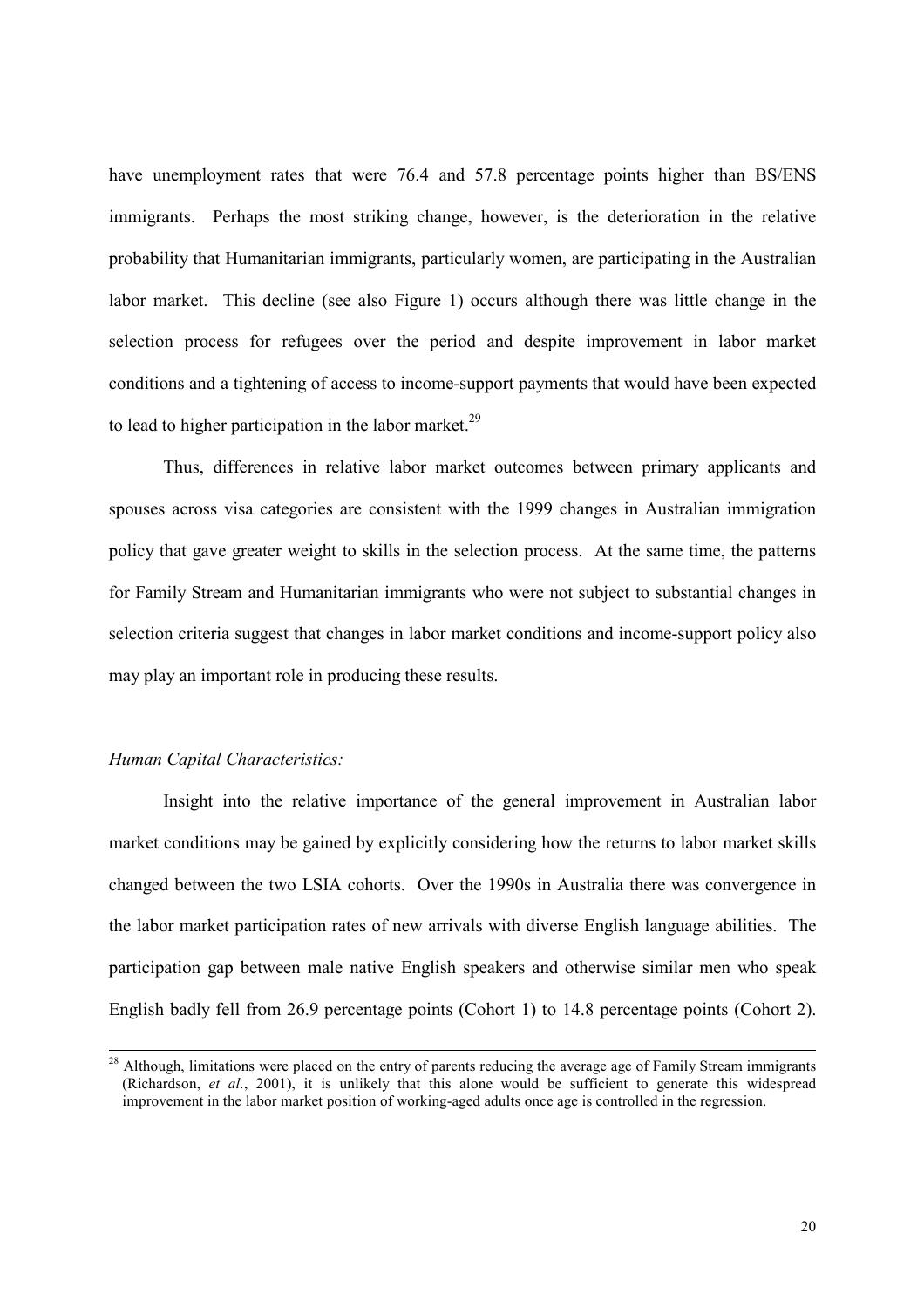have unemployment rates that were 76.4 and 57.8 percentage points higher than BS/ENS immigrants. Perhaps the most striking change, however, is the deterioration in the relative probability that Humanitarian immigrants, particularly women, are participating in the Australian labor market. This decline (see also Figure 1) occurs although there was little change in the selection process for refugees over the period and despite improvement in labor market conditions and a tightening of access to income-support payments that would have been expected to lead to higher participation in the labor market.[29]

Thus, differences in relative labor market outcomes between primary applicants and spouses across visa categories are consistent with the 1999 changes in Australian immigration policy that gave greater weight to skills in the selection process. At the same time, the patterns for Family Stream and Humanitarian immigrants who were not subject to substantial changes in selection criteria suggest that changes in labor market conditions and income-support policy also may play an important role in producing these results.

*Human Capital Characteristics:*

Insight into the relative importance of the general improvement in Australian labor market conditions may be gained by explicitly considering how the returns to labor market skills changed between the two LSIA cohorts. Over the 1990s in Australia there was convergence in the labor market participation rates of new arrivals with diverse English language abilities. The participation gap between male native English speakers and otherwise similar men who speak English badly fell from 26.9 percentage points (Cohort 1) to 14.8 percentage points (Cohort 2).

[28] Although, limitations were placed on the entry of parents reducing the average age of Family Stream immigrants (Richardson, *et al.*, 2001), it is unlikely that this alone would be sufficient to generate this widespread improvement in the labor market position of working-aged adults once age is controlled in the regression.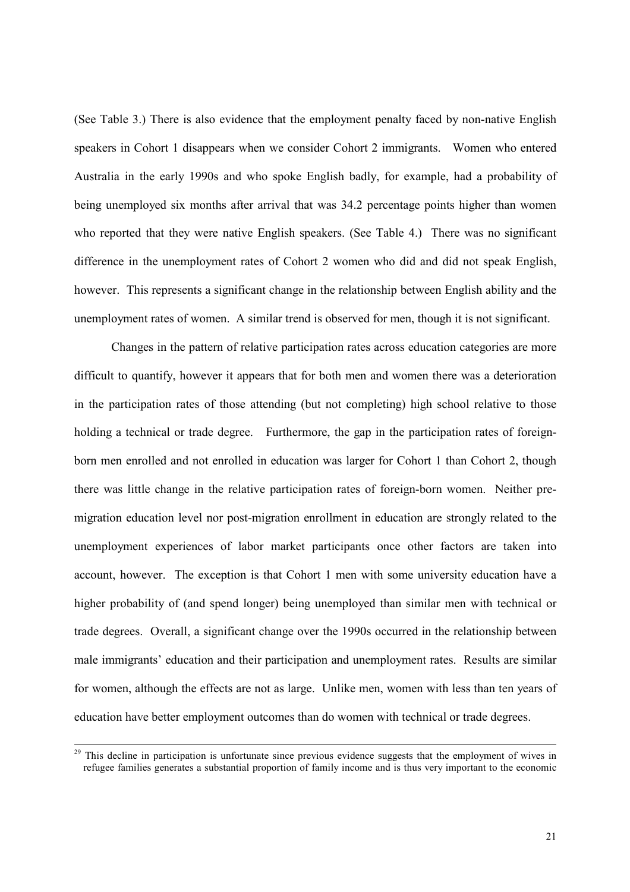(See Table 3.) There is also evidence that the employment penalty faced by non-native English speakers in Cohort 1 disappears when we consider Cohort 2 immigrants. Women who entered Australia in the early 1990s and who spoke English badly, for example, had a probability of being unemployed six months after arrival that was 34.2 percentage points higher than women who reported that they were native English speakers. (See Table 4.) There was no significant difference in the unemployment rates of Cohort 2 women who did and did not speak English, however. This represents a significant change in the relationship between English ability and the unemployment rates of women. A similar trend is observed for men, though it is not significant.

Changes in the pattern of relative participation rates across education categories are more difficult to quantify, however it appears that for both men and women there was a deterioration in the participation rates of those attending (but not completing) high school relative to those holding a technical or trade degree. Furthermore, the gap in the participation rates of foreign-born men enrolled and not enrolled in education was larger for Cohort 1 than Cohort 2, though there was little change in the relative participation rates of foreign-born women. Neither pre-migration education level nor post-migration enrollment in education are strongly related to the unemployment experiences of labor market participants once other factors are taken into account, however. The exception is that Cohort 1 men with some university education have a higher probability of (and spend longer) being unemployed than similar men with technical or trade degrees. Overall, a significant change over the 1990s occurred in the relationship between male immigrants' education and their participation and unemployment rates. Results are similar for women, although the effects are not as large. Unlike men, women with less than ten years of education have better employment outcomes than do women with technical or trade degrees.

[29] This decline in participation is unfortunate since previous evidence suggests that the employment of wives in refugee families generates a substantial proportion of family income and is thus very important to the economic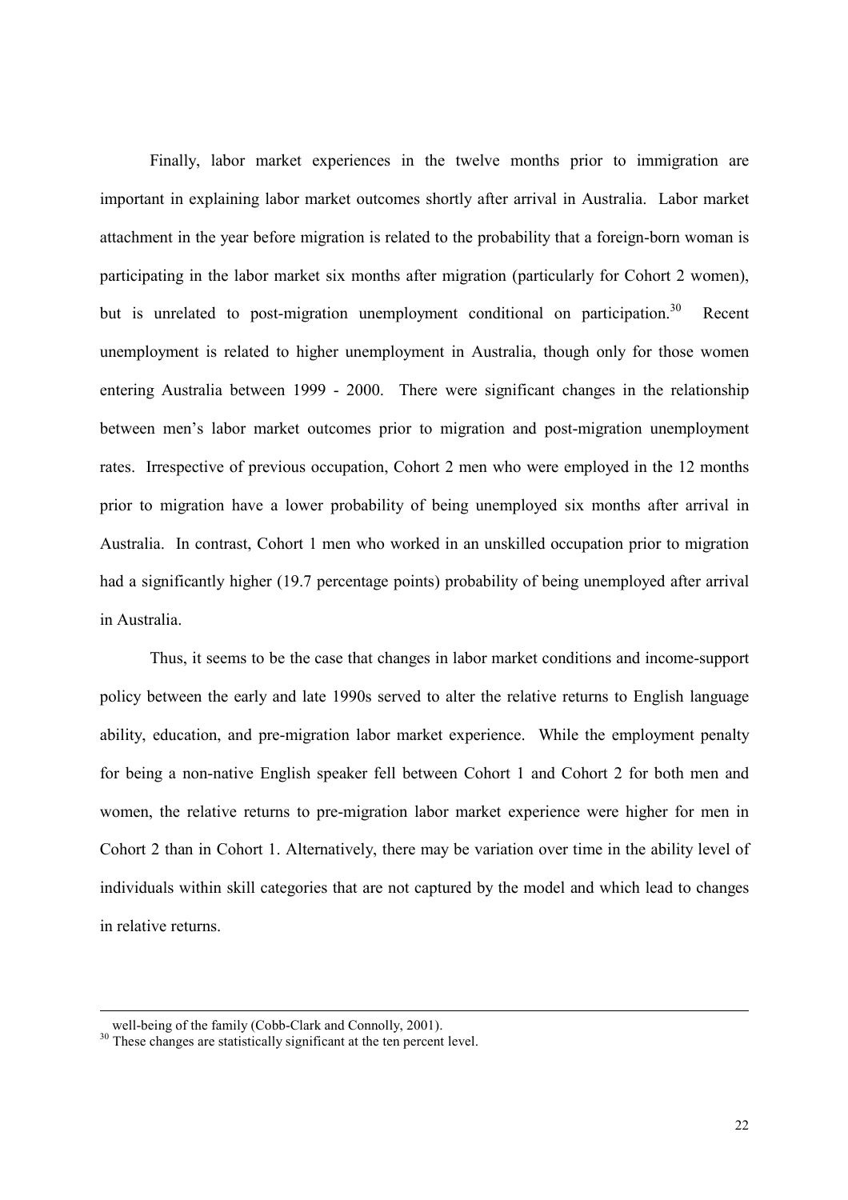Finally, labor market experiences in the twelve months prior to immigration are important in explaining labor market outcomes shortly after arrival in Australia. Labor market attachment in the year before migration is related to the probability that a foreign-born woman is participating in the labor market six months after migration (particularly for Cohort 2 women), but is unrelated to post-migration unemployment conditional on participation.[30] Recent unemployment is related to higher unemployment in Australia, though only for those women entering Australia between 1999 - 2000. There were significant changes in the relationship between men's labor market outcomes prior to migration and post-migration unemployment rates. Irrespective of previous occupation, Cohort 2 men who were employed in the 12 months prior to migration have a lower probability of being unemployed six months after arrival in Australia. In contrast, Cohort 1 men who worked in an unskilled occupation prior to migration had a significantly higher (19.7 percentage points) probability of being unemployed after arrival in Australia.

Thus, it seems to be the case that changes in labor market conditions and income-support policy between the early and late 1990s served to alter the relative returns to English language ability, education, and pre-migration labor market experience. While the employment penalty for being a non-native English speaker fell between Cohort 1 and Cohort 2 for both men and women, the relative returns to pre-migration labor market experience were higher for men in Cohort 2 than in Cohort 1. Alternatively, there may be variation over time in the ability level of individuals within skill categories that are not captured by the model and which lead to changes in relative returns.

---

well-being of the family (Cobb-Clark and Connolly, 2001).

[30] These changes are statistically significant at the ten percent level.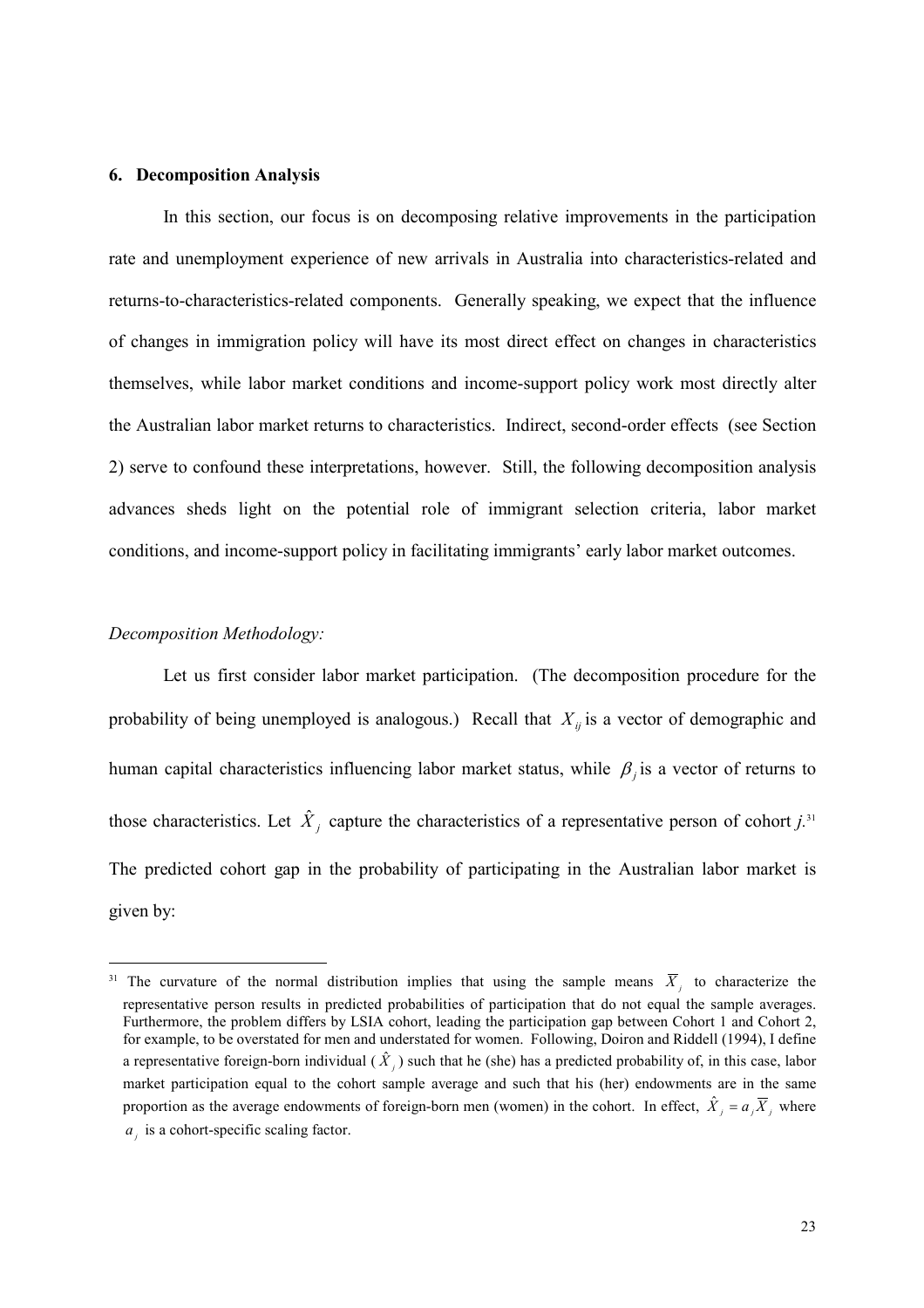## 6. Decomposition Analysis

In this section, our focus is on decomposing relative improvements in the participation rate and unemployment experience of new arrivals in Australia into characteristics-related and returns-to-characteristics-related components. Generally speaking, we expect that the influence of changes in immigration policy will have its most direct effect on changes in characteristics themselves, while labor market conditions and income-support policy work most directly alter the Australian labor market returns to characteristics. Indirect, second-order effects (see Section 2) serve to confound these interpretations, however. Still, the following decomposition analysis advances sheds light on the potential role of immigrant selection criteria, labor market conditions, and income-support policy in facilitating immigrants' early labor market outcomes.

*Decomposition Methodology:*

Let us first consider labor market participation. (The decomposition procedure for the probability of being unemployed is analogous.) Recall that $X_{ij}$ is a vector of demographic and human capital characteristics influencing labor market status, while $\beta_j$ is a vector of returns to those characteristics. Let $\hat{X}_j$ capture the characteristics of a representative person of cohort *j*.[31] The predicted cohort gap in the probability of participating in the Australian labor market is given by:

[31] The curvature of the normal distribution implies that using the sample means $\overline{X}_j$ to characterize the representative person results in predicted probabilities of participation that do not equal the sample averages. Furthermore, the problem differs by LSIA cohort, leading the participation gap between Cohort 1 and Cohort 2, for example, to be overstated for men and understated for women. Following, Doiron and Riddell (1994), I define a representative foreign-born individual ($\hat{X}_j$) such that he (she) has a predicted probability of, in this case, labor market participation equal to the cohort sample average and such that his (her) endowments are in the same proportion as the average endowments of foreign-born men (women) in the cohort. In effect, $\hat{X}_j = a_j \overline{X}_j$ where $a_j$ is a cohort-specific scaling factor.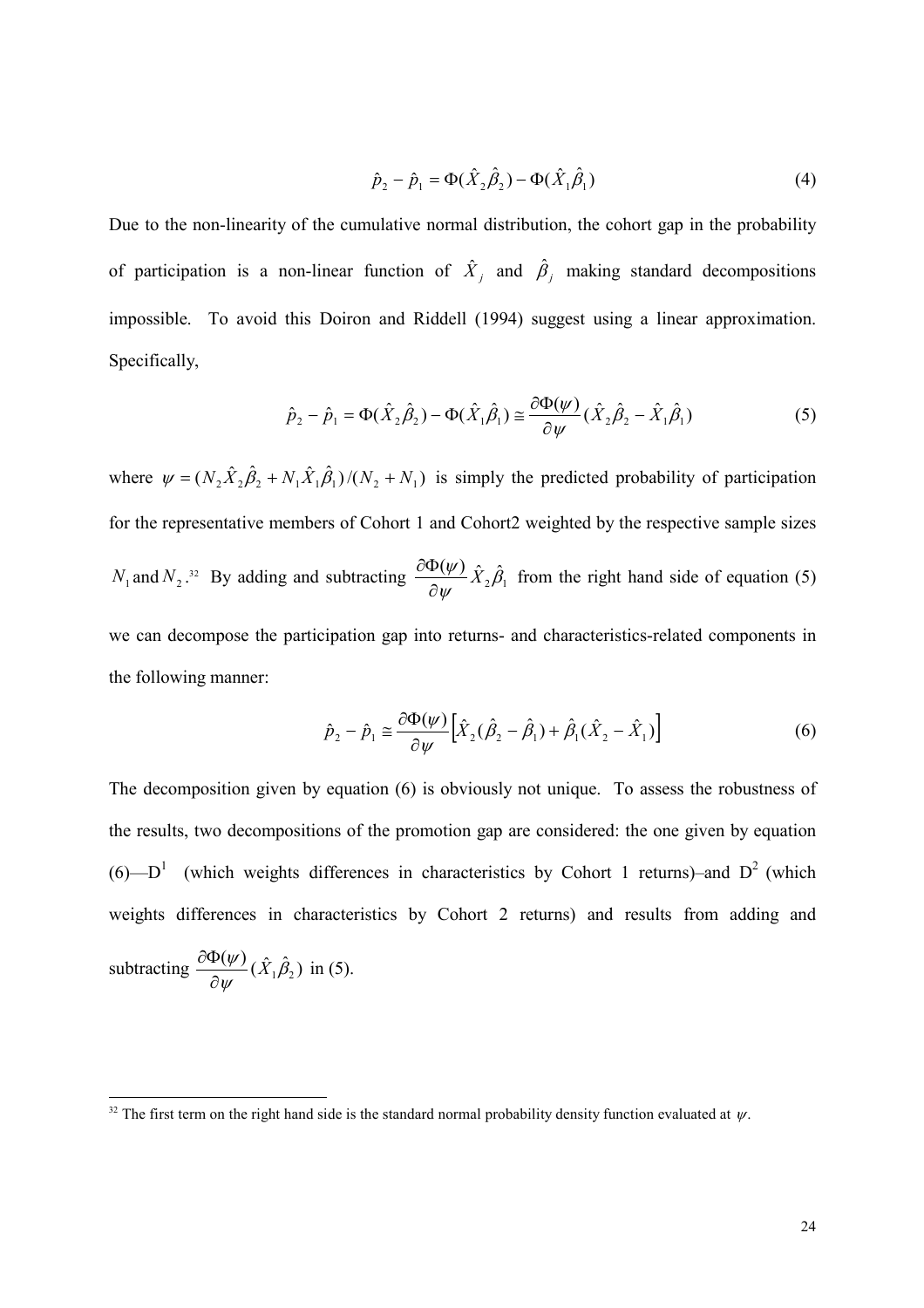$$\hat{p}_2 - \hat{p}_1 = \Phi(\hat{X}_2\hat{\beta}_2) - \Phi(\hat{X}_1\hat{\beta}_1) \tag{4}$$

Due to the non-linearity of the cumulative normal distribution, the cohort gap in the probability of participation is a non-linear function of $\hat{X}_j$ and $\hat{\beta}_j$ making standard decompositions impossible. To avoid this Doiron and Riddell (1994) suggest using a linear approximation. Specifically,

$$\hat{p}_2 - \hat{p}_1 = \Phi(\hat{X}_2\hat{\beta}_2) - \Phi(\hat{X}_1\hat{\beta}_1) \cong \frac{\partial\Phi(\psi)}{\partial\psi}(\hat{X}_2\hat{\beta}_2 - \hat{X}_1\hat{\beta}_1) \tag{5}$$

where $\psi = (N_2\hat{X}_2\hat{\beta}_2 + N_1\hat{X}_1\hat{\beta}_1)/(N_2 + N_1)$ is simply the predicted probability of participation for the representative members of Cohort 1 and Cohort2 weighted by the respective sample sizes $N_1$ and $N_2$.[32] By adding and subtracting $\frac{\partial\Phi(\psi)}{\partial\psi}\hat{X}_2\hat{\beta}_1$ from the right hand side of equation (5) we can decompose the participation gap into returns- and characteristics-related components in the following manner:

$$\hat{p}_2 - \hat{p}_1 \cong \frac{\partial\Phi(\psi)}{\partial\psi}\left[\hat{X}_2(\hat{\beta}_2 - \hat{\beta}_1) + \hat{\beta}_1(\hat{X}_2 - \hat{X}_1)\right] \tag{6}$$

The decomposition given by equation (6) is obviously not unique. To assess the robustness of the results, two decompositions of the promotion gap are considered: the one given by equation (6)—$D^1$ (which weights differences in characteristics by Cohort 1 returns)–and $D^2$ (which weights differences in characteristics by Cohort 2 returns) and results from adding and subtracting $\frac{\partial\Phi(\psi)}{\partial\psi}(\hat{X}_1\hat{\beta}_2)$ in (5).

[32] The first term on the right hand side is the standard normal probability density function evaluated at $\psi$.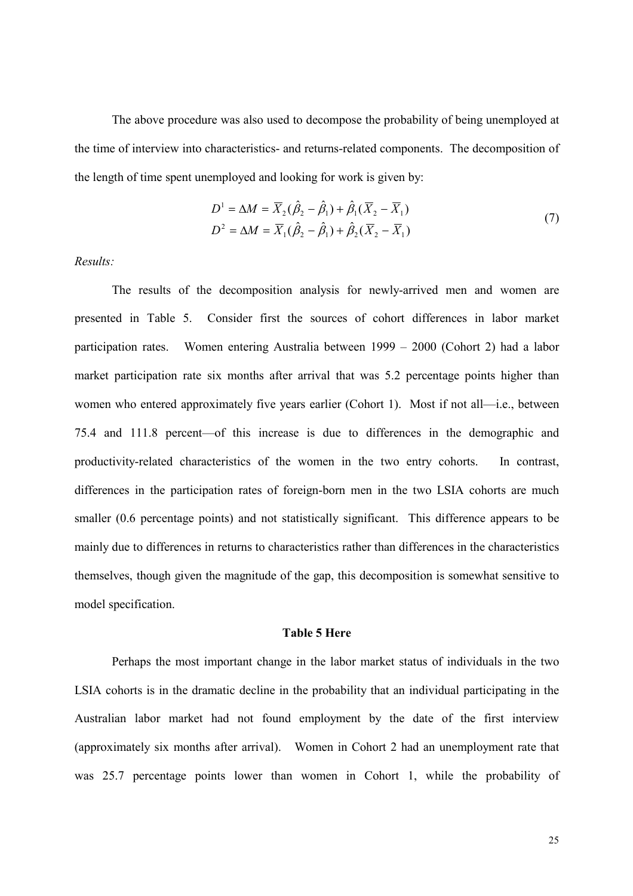The above procedure was also used to decompose the probability of being unemployed at the time of interview into characteristics- and returns-related components. The decomposition of the length of time spent unemployed and looking for work is given by:

$$
\begin{aligned}
D^1 &= \Delta M = \overline{X}_2(\hat{\beta}_2 - \hat{\beta}_1) + \hat{\beta}_1(\overline{X}_2 - \overline{X}_1) \\
D^2 &= \Delta M = \overline{X}_1(\hat{\beta}_2 - \hat{\beta}_1) + \hat{\beta}_2(\overline{X}_2 - \overline{X}_1)
\end{aligned}
\tag{7}
$$

*Results:*

The results of the decomposition analysis for newly-arrived men and women are presented in Table 5. Consider first the sources of cohort differences in labor market participation rates. Women entering Australia between 1999 – 2000 (Cohort 2) had a labor market participation rate six months after arrival that was 5.2 percentage points higher than women who entered approximately five years earlier (Cohort 1). Most if not all—i.e., between 75.4 and 111.8 percent—of this increase is due to differences in the demographic and productivity-related characteristics of the women in the two entry cohorts. In contrast, differences in the participation rates of foreign-born men in the two LSIA cohorts are much smaller (0.6 percentage points) and not statistically significant. This difference appears to be mainly due to differences in returns to characteristics rather than differences in the characteristics themselves, though given the magnitude of the gap, this decomposition is somewhat sensitive to model specification.

**Table 5 Here**

Perhaps the most important change in the labor market status of individuals in the two LSIA cohorts is in the dramatic decline in the probability that an individual participating in the Australian labor market had not found employment by the date of the first interview (approximately six months after arrival). Women in Cohort 2 had an unemployment rate that was 25.7 percentage points lower than women in Cohort 1, while the probability of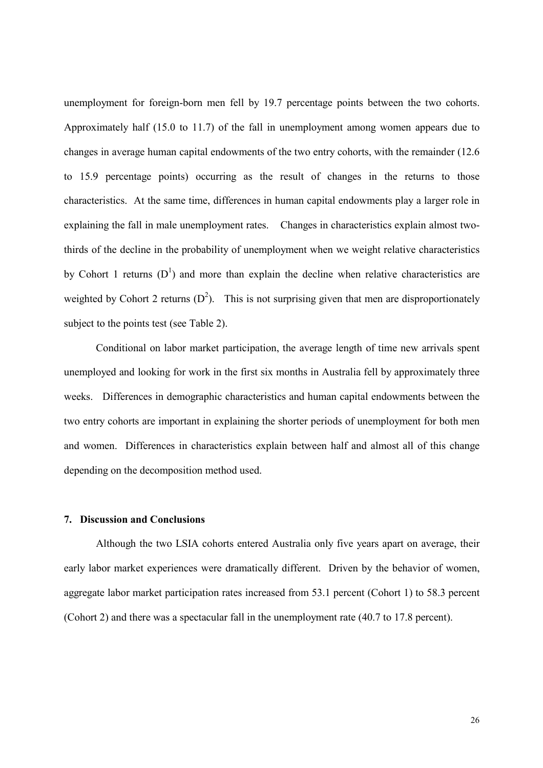unemployment for foreign-born men fell by 19.7 percentage points between the two cohorts. Approximately half (15.0 to 11.7) of the fall in unemployment among women appears due to changes in average human capital endowments of the two entry cohorts, with the remainder (12.6 to 15.9 percentage points) occurring as the result of changes in the returns to those characteristics. At the same time, differences in human capital endowments play a larger role in explaining the fall in male unemployment rates. Changes in characteristics explain almost two-thirds of the decline in the probability of unemployment when we weight relative characteristics by Cohort 1 returns ($D^1$) and more than explain the decline when relative characteristics are weighted by Cohort 2 returns ($D^2$). This is not surprising given that men are disproportionately subject to the points test (see Table 2).

Conditional on labor market participation, the average length of time new arrivals spent unemployed and looking for work in the first six months in Australia fell by approximately three weeks. Differences in demographic characteristics and human capital endowments between the two entry cohorts are important in explaining the shorter periods of unemployment for both men and women. Differences in characteristics explain between half and almost all of this change depending on the decomposition method used.

### 7. Discussion and Conclusions

Although the two LSIA cohorts entered Australia only five years apart on average, their early labor market experiences were dramatically different. Driven by the behavior of women, aggregate labor market participation rates increased from 53.1 percent (Cohort 1) to 58.3 percent (Cohort 2) and there was a spectacular fall in the unemployment rate (40.7 to 17.8 percent).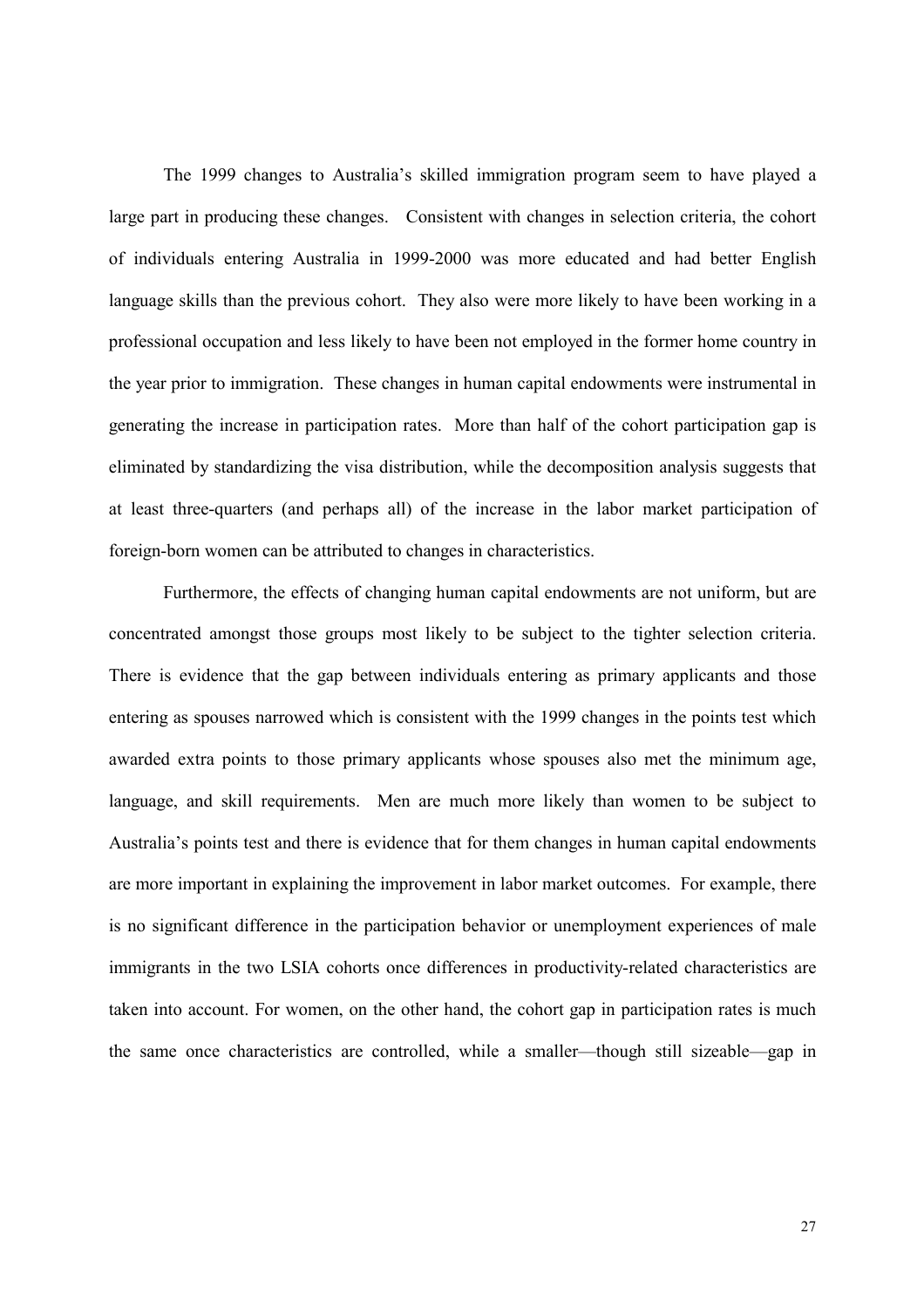The 1999 changes to Australia's skilled immigration program seem to have played a large part in producing these changes. Consistent with changes in selection criteria, the cohort of individuals entering Australia in 1999-2000 was more educated and had better English language skills than the previous cohort. They also were more likely to have been working in a professional occupation and less likely to have been not employed in the former home country in the year prior to immigration. These changes in human capital endowments were instrumental in generating the increase in participation rates. More than half of the cohort participation gap is eliminated by standardizing the visa distribution, while the decomposition analysis suggests that at least three-quarters (and perhaps all) of the increase in the labor market participation of foreign-born women can be attributed to changes in characteristics.

Furthermore, the effects of changing human capital endowments are not uniform, but are concentrated amongst those groups most likely to be subject to the tighter selection criteria. There is evidence that the gap between individuals entering as primary applicants and those entering as spouses narrowed which is consistent with the 1999 changes in the points test which awarded extra points to those primary applicants whose spouses also met the minimum age, language, and skill requirements. Men are much more likely than women to be subject to Australia's points test and there is evidence that for them changes in human capital endowments are more important in explaining the improvement in labor market outcomes. For example, there is no significant difference in the participation behavior or unemployment experiences of male immigrants in the two LSIA cohorts once differences in productivity-related characteristics are taken into account. For women, on the other hand, the cohort gap in participation rates is much the same once characteristics are controlled, while a smaller—though still sizeable—gap in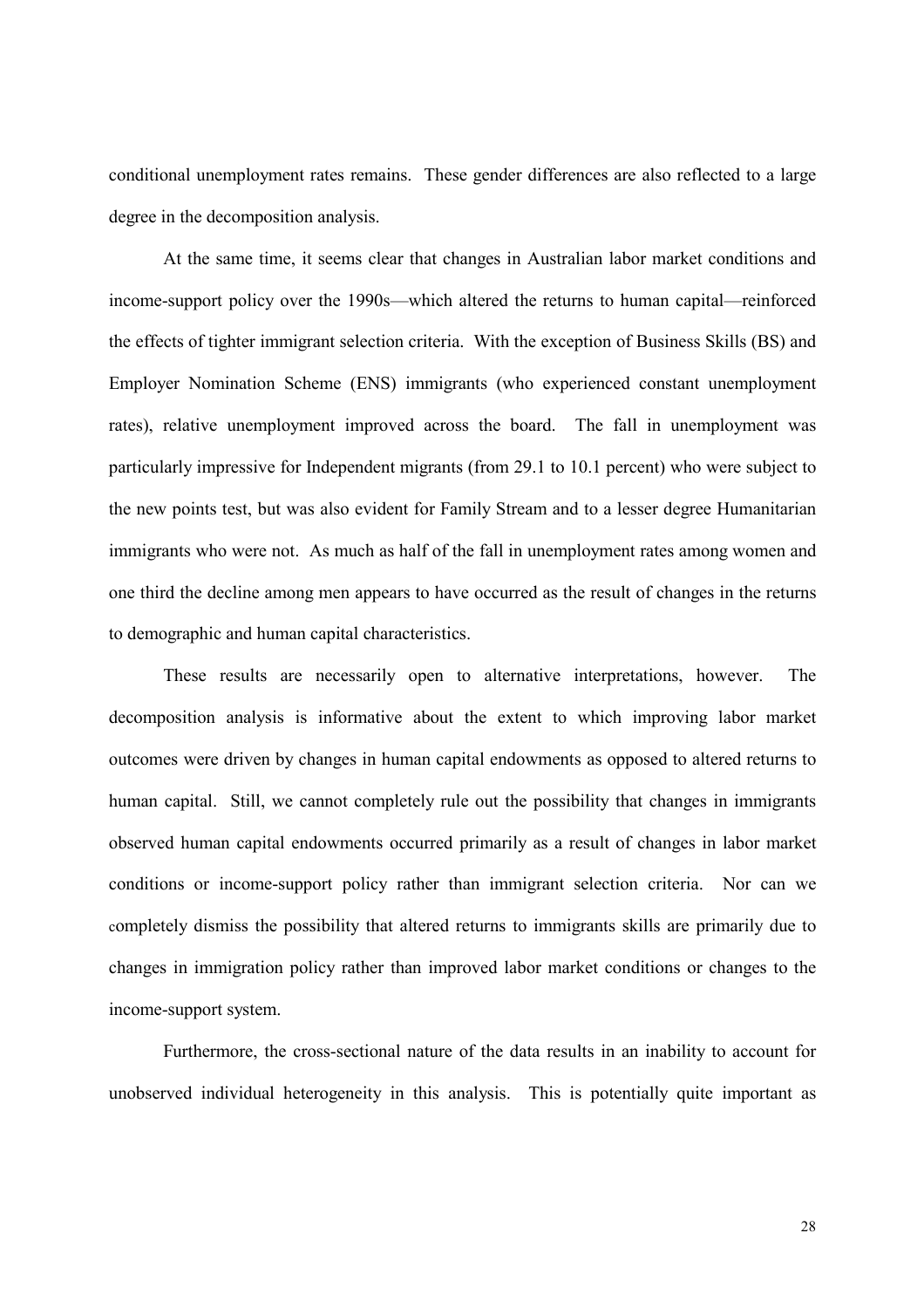conditional unemployment rates remains. These gender differences are also reflected to a large degree in the decomposition analysis.

At the same time, it seems clear that changes in Australian labor market conditions and income-support policy over the 1990s—which altered the returns to human capital—reinforced the effects of tighter immigrant selection criteria. With the exception of Business Skills (BS) and Employer Nomination Scheme (ENS) immigrants (who experienced constant unemployment rates), relative unemployment improved across the board. The fall in unemployment was particularly impressive for Independent migrants (from 29.1 to 10.1 percent) who were subject to the new points test, but was also evident for Family Stream and to a lesser degree Humanitarian immigrants who were not. As much as half of the fall in unemployment rates among women and one third the decline among men appears to have occurred as the result of changes in the returns to demographic and human capital characteristics.

These results are necessarily open to alternative interpretations, however. The decomposition analysis is informative about the extent to which improving labor market outcomes were driven by changes in human capital endowments as opposed to altered returns to human capital. Still, we cannot completely rule out the possibility that changes in immigrants observed human capital endowments occurred primarily as a result of changes in labor market conditions or income-support policy rather than immigrant selection criteria. Nor can we completely dismiss the possibility that altered returns to immigrants skills are primarily due to changes in immigration policy rather than improved labor market conditions or changes to the income-support system.

Furthermore, the cross-sectional nature of the data results in an inability to account for unobserved individual heterogeneity in this analysis. This is potentially quite important as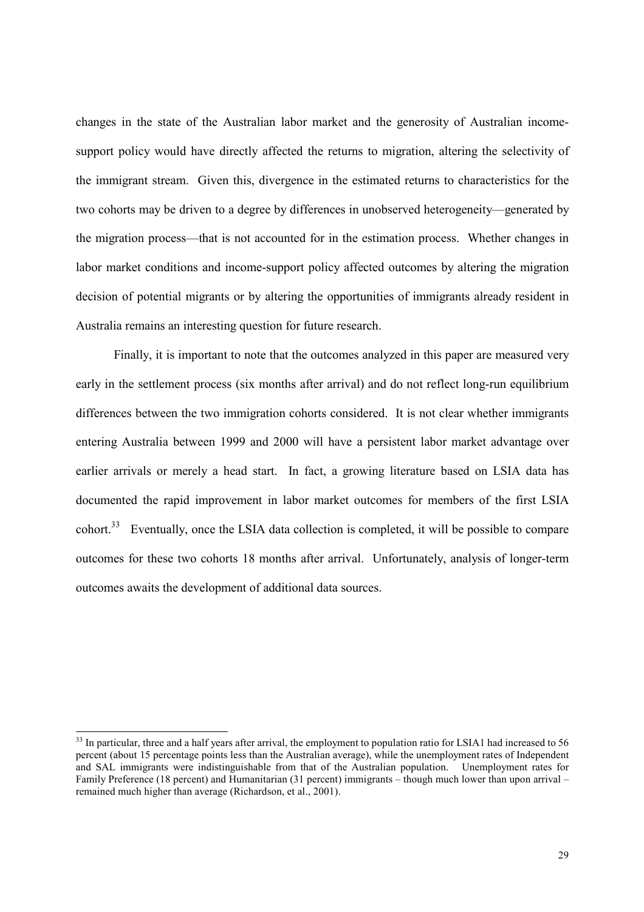changes in the state of the Australian labor market and the generosity of Australian income-support policy would have directly affected the returns to migration, altering the selectivity of the immigrant stream. Given this, divergence in the estimated returns to characteristics for the two cohorts may be driven to a degree by differences in unobserved heterogeneity—generated by the migration process—that is not accounted for in the estimation process. Whether changes in labor market conditions and income-support policy affected outcomes by altering the migration decision of potential migrants or by altering the opportunities of immigrants already resident in Australia remains an interesting question for future research.

Finally, it is important to note that the outcomes analyzed in this paper are measured very early in the settlement process (six months after arrival) and do not reflect long-run equilibrium differences between the two immigration cohorts considered. It is not clear whether immigrants entering Australia between 1999 and 2000 will have a persistent labor market advantage over earlier arrivals or merely a head start. In fact, a growing literature based on LSIA data has documented the rapid improvement in labor market outcomes for members of the first LSIA cohort.[33] Eventually, once the LSIA data collection is completed, it will be possible to compare outcomes for these two cohorts 18 months after arrival. Unfortunately, analysis of longer-term outcomes awaits the development of additional data sources.

---

[33] In particular, three and a half years after arrival, the employment to population ratio for LSIA1 had increased to 56 percent (about 15 percentage points less than the Australian average), while the unemployment rates of Independent and SAL immigrants were indistinguishable from that of the Australian population. Unemployment rates for Family Preference (18 percent) and Humanitarian (31 percent) immigrants – though much lower than upon arrival – remained much higher than average (Richardson, et al., 2001).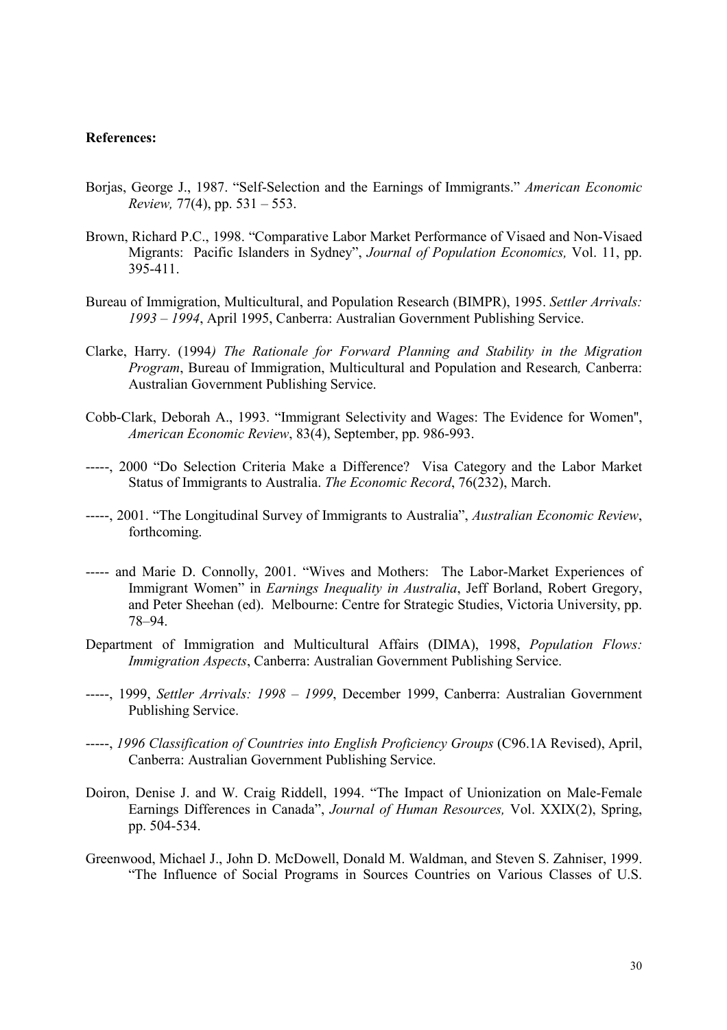**References:**

Borjas, George J., 1987. "Self-Selection and the Earnings of Immigrants." *American Economic Review,* 77(4), pp. 531 – 553.

Brown, Richard P.C., 1998. "Comparative Labor Market Performance of Visaed and Non-Visaed Migrants: Pacific Islanders in Sydney", *Journal of Population Economics,* Vol. 11, pp. 395-411.

Bureau of Immigration, Multicultural, and Population Research (BIMPR), 1995. *Settler Arrivals: 1993 – 1994*, April 1995, Canberra: Australian Government Publishing Service.

Clarke, Harry. (1994*) The Rationale for Forward Planning and Stability in the Migration Program*, Bureau of Immigration, Multicultural and Population and Research*,* Canberra: Australian Government Publishing Service.

Cobb-Clark, Deborah A., 1993. "Immigrant Selectivity and Wages: The Evidence for Women", *American Economic Review*, 83(4), September, pp. 986-993.

-----, 2000 "Do Selection Criteria Make a Difference? Visa Category and the Labor Market Status of Immigrants to Australia. *The Economic Record*, 76(232), March.

-----, 2001. "The Longitudinal Survey of Immigrants to Australia", *Australian Economic Review*, forthcoming.

----- and Marie D. Connolly, 2001. "Wives and Mothers: The Labor-Market Experiences of Immigrant Women" in *Earnings Inequality in Australia*, Jeff Borland, Robert Gregory, and Peter Sheehan (ed). Melbourne: Centre for Strategic Studies, Victoria University, pp. 78–94.

Department of Immigration and Multicultural Affairs (DIMA), 1998, *Population Flows: Immigration Aspects*, Canberra: Australian Government Publishing Service.

-----, 1999, *Settler Arrivals: 1998 – 1999*, December 1999, Canberra: Australian Government Publishing Service.

-----, *1996 Classification of Countries into English Proficiency Groups* (C96.1A Revised), April, Canberra: Australian Government Publishing Service.

Doiron, Denise J. and W. Craig Riddell, 1994. "The Impact of Unionization on Male-Female Earnings Differences in Canada", *Journal of Human Resources,* Vol. XXIX(2), Spring, pp. 504-534.

Greenwood, Michael J., John D. McDowell, Donald M. Waldman, and Steven S. Zahniser, 1999. "The Influence of Social Programs in Sources Countries on Various Classes of U.S.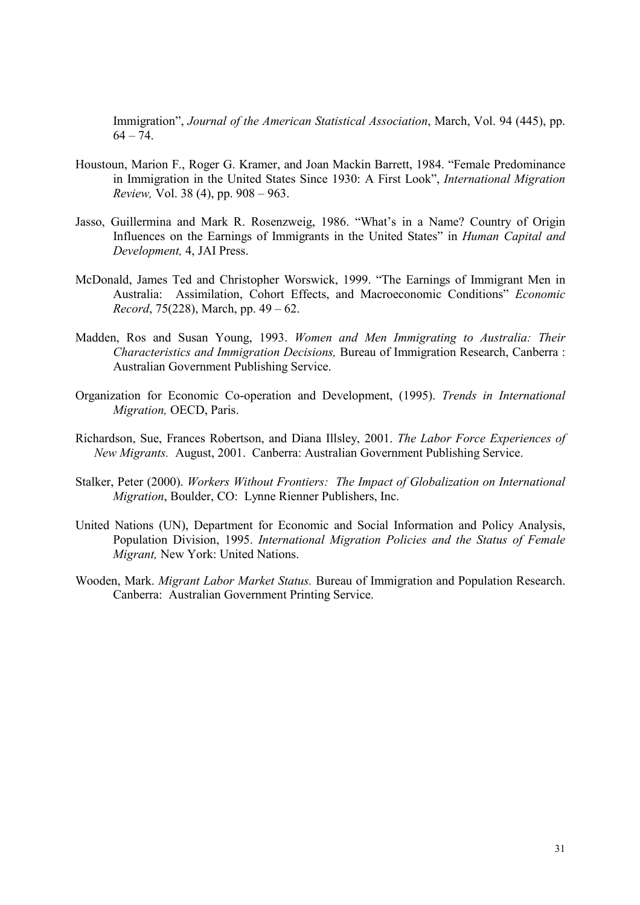Immigration", *Journal of the American Statistical Association*, March, Vol. 94 (445), pp. 64 – 74.

Houstoun, Marion F., Roger G. Kramer, and Joan Mackin Barrett, 1984. "Female Predominance in Immigration in the United States Since 1930: A First Look", *International Migration Review,* Vol. 38 (4), pp. 908 – 963.

Jasso, Guillermina and Mark R. Rosenzweig, 1986. "What's in a Name? Country of Origin Influences on the Earnings of Immigrants in the United States" in *Human Capital and Development,* 4, JAI Press.

McDonald, James Ted and Christopher Worswick, 1999. "The Earnings of Immigrant Men in Australia: Assimilation, Cohort Effects, and Macroeconomic Conditions" *Economic Record*, 75(228), March, pp. 49 – 62.

Madden, Ros and Susan Young, 1993. *Women and Men Immigrating to Australia: Their Characteristics and Immigration Decisions,* Bureau of Immigration Research, Canberra : Australian Government Publishing Service.

Organization for Economic Co-operation and Development, (1995). *Trends in International Migration,* OECD, Paris.

Richardson, Sue, Frances Robertson, and Diana Illsley, 2001. *The Labor Force Experiences of New Migrants.* August, 2001. Canberra: Australian Government Publishing Service.

Stalker, Peter (2000). *Workers Without Frontiers: The Impact of Globalization on International Migration*, Boulder, CO: Lynne Rienner Publishers, Inc.

United Nations (UN), Department for Economic and Social Information and Policy Analysis, Population Division, 1995. *International Migration Policies and the Status of Female Migrant,* New York: United Nations.

Wooden, Mark. *Migrant Labor Market Status.* Bureau of Immigration and Population Research. Canberra: Australian Government Printing Service.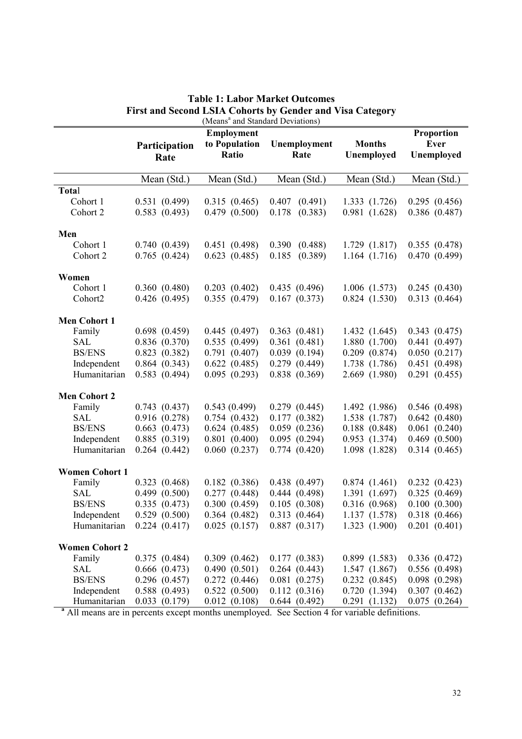**Table 1: Labor Market Outcomes**
**First and Second LSIA Cohorts by Gender and Visa Category**
(Means[a] and Standard Deviations)

| | Participation Rate | Employment to Population Ratio | Unemployment Rate | Months Unemployed | Proportion Ever Unemployed |
|---|---|---|---|---|---|
| | Mean (Std.) | Mean (Std.) | Mean (Std.) | Mean (Std.) | Mean (Std.) |
| **Total** | | | | | |
| Cohort 1 | 0.531 (0.499) | 0.315 (0.465) | 0.407 (0.491) | 1.333 (1.726) | 0.295 (0.456) |
| Cohort 2 | 0.583 (0.493) | 0.479 (0.500) | 0.178 (0.383) | 0.981 (1.628) | 0.386 (0.487) |
| **Men** | | | | | |
| Cohort 1 | 0.740 (0.439) | 0.451 (0.498) | 0.390 (0.488) | 1.729 (1.817) | 0.355 (0.478) |
| Cohort 2 | 0.765 (0.424) | 0.623 (0.485) | 0.185 (0.389) | 1.164 (1.716) | 0.470 (0.499) |
| **Women** | | | | | |
| Cohort 1 | 0.360 (0.480) | 0.203 (0.402) | 0.435 (0.496) | 1.006 (1.573) | 0.245 (0.430) |
| Cohort2 | 0.426 (0.495) | 0.355 (0.479) | 0.167 (0.373) | 0.824 (1.530) | 0.313 (0.464) |
| **Men Cohort 1** | | | | | |
| Family | 0.698 (0.459) | 0.445 (0.497) | 0.363 (0.481) | 1.432 (1.645) | 0.343 (0.475) |
| SAL | 0.836 (0.370) | 0.535 (0.499) | 0.361 (0.481) | 1.880 (1.700) | 0.441 (0.497) |
| BS/ENS | 0.823 (0.382) | 0.791 (0.407) | 0.039 (0.194) | 0.209 (0.874) | 0.050 (0.217) |
| Independent | 0.864 (0.343) | 0.622 (0.485) | 0.279 (0.449) | 1.738 (1.786) | 0.451 (0.498) |
| Humanitarian | 0.583 (0.494) | 0.095 (0.293) | 0.838 (0.369) | 2.669 (1.980) | 0.291 (0.455) |
| **Men Cohort 2** | | | | | |
| Family | 0.743 (0.437) | 0.543 (0.499) | 0.279 (0.445) | 1.492 (1.986) | 0.546 (0.498) |
| SAL | 0.916 (0.278) | 0.754 (0.432) | 0.177 (0.382) | 1.538 (1.787) | 0.642 (0.480) |
| BS/ENS | 0.663 (0.473) | 0.624 (0.485) | 0.059 (0.236) | 0.188 (0.848) | 0.061 (0.240) |
| Independent | 0.885 (0.319) | 0.801 (0.400) | 0.095 (0.294) | 0.953 (1.374) | 0.469 (0.500) |
| Humanitarian | 0.264 (0.442) | 0.060 (0.237) | 0.774 (0.420) | 1.098 (1.828) | 0.314 (0.465) |
| **Women Cohort 1** | | | | | |
| Family | 0.323 (0.468) | 0.182 (0.386) | 0.438 (0.497) | 0.874 (1.461) | 0.232 (0.423) |
| SAL | 0.499 (0.500) | 0.277 (0.448) | 0.444 (0.498) | 1.391 (1.697) | 0.325 (0.469) |
| BS/ENS | 0.335 (0.473) | 0.300 (0.459) | 0.105 (0.308) | 0.316 (0.968) | 0.100 (0.300) |
| Independent | 0.529 (0.500) | 0.364 (0.482) | 0.313 (0.464) | 1.137 (1.578) | 0.318 (0.466) |
| Humanitarian | 0.224 (0.417) | 0.025 (0.157) | 0.887 (0.317) | 1.323 (1.900) | 0.201 (0.401) |
| **Women Cohort 2** | | | | | |
| Family | 0.375 (0.484) | 0.309 (0.462) | 0.177 (0.383) | 0.899 (1.583) | 0.336 (0.472) |
| SAL | 0.666 (0.473) | 0.490 (0.501) | 0.264 (0.443) | 1.547 (1.867) | 0.556 (0.498) |
| BS/ENS | 0.296 (0.457) | 0.272 (0.446) | 0.081 (0.275) | 0.232 (0.845) | 0.098 (0.298) |
| Independent | 0.588 (0.493) | 0.522 (0.500) | 0.112 (0.316) | 0.720 (1.394) | 0.307 (0.462) |
| Humanitarian | 0.033 (0.179) | 0.012 (0.108) | 0.644 (0.492) | 0.291 (1.132) | 0.075 (0.264) |

[a] All means are in percents except months unemployed. See Section 4 for variable definitions.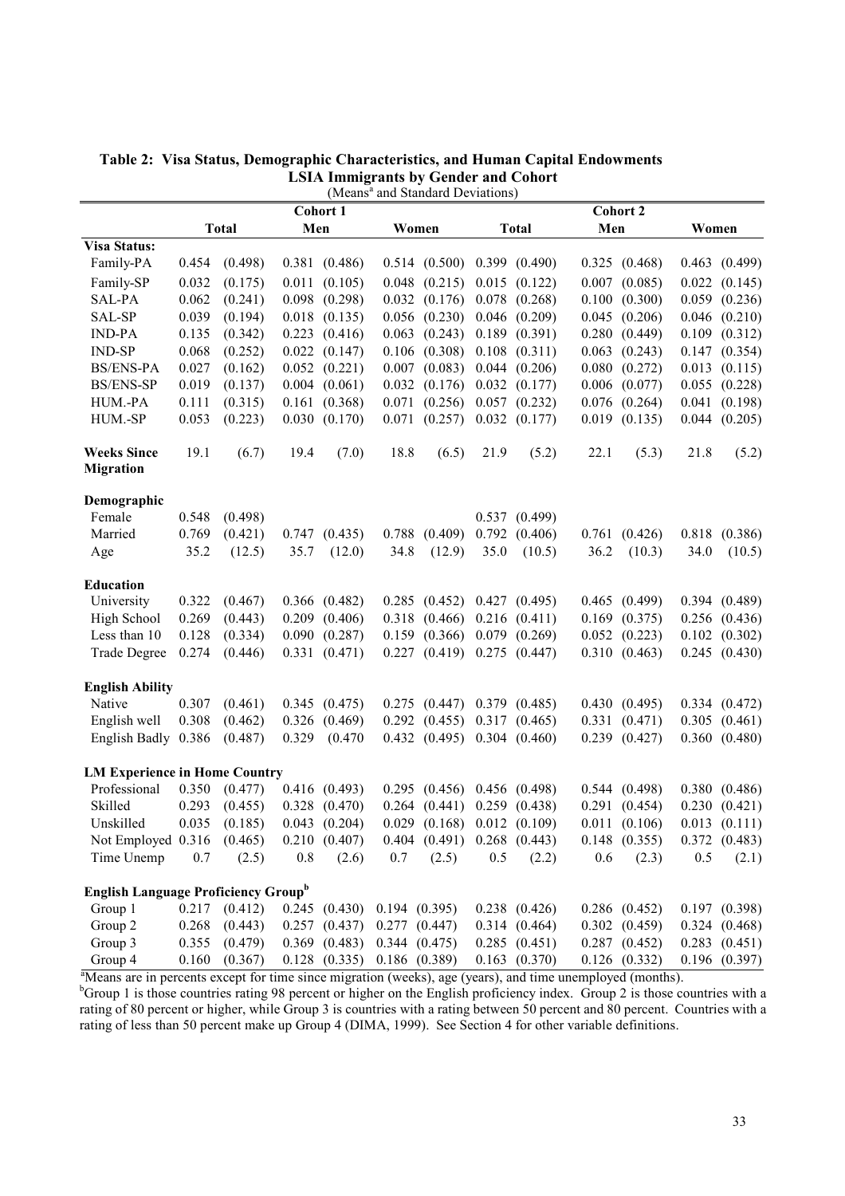**Table 2: Visa Status, Demographic Characteristics, and Human Capital Endowments**
**LSIA Immigrants by Gender and Cohort**
(Means[a] and Standard Deviations)

| | Cohort 1 | | | | | | Cohort 2 | | | | | |
|---|---|---|---|---|---|---|---|---|---|---|---|---|
| | Total | | Men | | Women | | Total | | Men | | Women | |
| **Visa Status:** | | | | | | | | | | | | |
| Family-PA | 0.454 | (0.498) | 0.381 | (0.486) | 0.514 | (0.500) | 0.399 | (0.490) | 0.325 | (0.468) | 0.463 | (0.499) |
| Family-SP | 0.032 | (0.175) | 0.011 | (0.105) | 0.048 | (0.215) | 0.015 | (0.122) | 0.007 | (0.085) | 0.022 | (0.145) |
| SAL-PA | 0.062 | (0.241) | 0.098 | (0.298) | 0.032 | (0.176) | 0.078 | (0.268) | 0.100 | (0.300) | 0.059 | (0.236) |
| SAL-SP | 0.039 | (0.194) | 0.018 | (0.135) | 0.056 | (0.230) | 0.046 | (0.209) | 0.045 | (0.206) | 0.046 | (0.210) |
| IND-PA | 0.135 | (0.342) | 0.223 | (0.416) | 0.063 | (0.243) | 0.189 | (0.391) | 0.280 | (0.449) | 0.109 | (0.312) |
| IND-SP | 0.068 | (0.252) | 0.022 | (0.147) | 0.106 | (0.308) | 0.108 | (0.311) | 0.063 | (0.243) | 0.147 | (0.354) |
| BS/ENS-PA | 0.027 | (0.162) | 0.052 | (0.221) | 0.007 | (0.083) | 0.044 | (0.206) | 0.080 | (0.272) | 0.013 | (0.115) |
| BS/ENS-SP | 0.019 | (0.137) | 0.004 | (0.061) | 0.032 | (0.176) | 0.032 | (0.177) | 0.006 | (0.077) | 0.055 | (0.228) |
| HUM.-PA | 0.111 | (0.315) | 0.161 | (0.368) | 0.071 | (0.256) | 0.057 | (0.232) | 0.076 | (0.264) | 0.041 | (0.198) |
| HUM.-SP | 0.053 | (0.223) | 0.030 | (0.170) | 0.071 | (0.257) | 0.032 | (0.177) | 0.019 | (0.135) | 0.044 | (0.205) |
| **Weeks Since Migration** | 19.1 | (6.7) | 19.4 | (7.0) | 18.8 | (6.5) | 21.9 | (5.2) | 22.1 | (5.3) | 21.8 | (5.2) |
| **Demographic** | | | | | | | | | | | | |
| Female | 0.548 | (0.498) | | | | | 0.537 | (0.499) | | | | |
| Married | 0.769 | (0.421) | 0.747 | (0.435) | 0.788 | (0.409) | 0.792 | (0.406) | 0.761 | (0.426) | 0.818 | (0.386) |
| Age | 35.2 | (12.5) | 35.7 | (12.0) | 34.8 | (12.9) | 35.0 | (10.5) | 36.2 | (10.3) | 34.0 | (10.5) |
| **Education** | | | | | | | | | | | | |
| University | 0.322 | (0.467) | 0.366 | (0.482) | 0.285 | (0.452) | 0.427 | (0.495) | 0.465 | (0.499) | 0.394 | (0.489) |
| High School | 0.269 | (0.443) | 0.209 | (0.406) | 0.318 | (0.466) | 0.216 | (0.411) | 0.169 | (0.375) | 0.256 | (0.436) |
| Less than 10 | 0.128 | (0.334) | 0.090 | (0.287) | 0.159 | (0.366) | 0.079 | (0.269) | 0.052 | (0.223) | 0.102 | (0.302) |
| Trade Degree | 0.274 | (0.446) | 0.331 | (0.471) | 0.227 | (0.419) | 0.275 | (0.447) | 0.310 | (0.463) | 0.245 | (0.430) |
| **English Ability** | | | | | | | | | | | | |
| Native | 0.307 | (0.461) | 0.345 | (0.475) | 0.275 | (0.447) | 0.379 | (0.485) | 0.430 | (0.495) | 0.334 | (0.472) |
| English well | 0.308 | (0.462) | 0.326 | (0.469) | 0.292 | (0.455) | 0.317 | (0.465) | 0.331 | (0.471) | 0.305 | (0.461) |
| English Badly | 0.386 | (0.487) | 0.329 | (0.470 | 0.432 | (0.495) | 0.304 | (0.460) | 0.239 | (0.427) | 0.360 | (0.480) |
| **LM Experience in Home Country** | | | | | | | | | | | | |
| Professional | 0.350 | (0.477) | 0.416 | (0.493) | 0.295 | (0.456) | 0.456 | (0.498) | 0.544 | (0.498) | 0.380 | (0.486) |
| Skilled | 0.293 | (0.455) | 0.328 | (0.470) | 0.264 | (0.441) | 0.259 | (0.438) | 0.291 | (0.454) | 0.230 | (0.421) |
| Unskilled | 0.035 | (0.185) | 0.043 | (0.204) | 0.029 | (0.168) | 0.012 | (0.109) | 0.011 | (0.106) | 0.013 | (0.111) |
| Not Employed | 0.316 | (0.465) | 0.210 | (0.407) | 0.404 | (0.491) | 0.268 | (0.443) | 0.148 | (0.355) | 0.372 | (0.483) |
| Time Unemp | 0.7 | (2.5) | 0.8 | (2.6) | 0.7 | (2.5) | 0.5 | (2.2) | 0.6 | (2.3) | 0.5 | (2.1) |
| **English Language Proficiency Group[b]** | | | | | | | | | | | | |
| Group 1 | 0.217 | (0.412) | 0.245 | (0.430) | 0.194 | (0.395) | 0.238 | (0.426) | 0.286 | (0.452) | 0.197 | (0.398) |
| Group 2 | 0.268 | (0.443) | 0.257 | (0.437) | 0.277 | (0.447) | 0.314 | (0.464) | 0.302 | (0.459) | 0.324 | (0.468) |
| Group 3 | 0.355 | (0.479) | 0.369 | (0.483) | 0.344 | (0.475) | 0.285 | (0.451) | 0.287 | (0.452) | 0.283 | (0.451) |
| Group 4 | 0.160 | (0.367) | 0.128 | (0.335) | 0.186 | (0.389) | 0.163 | (0.370) | 0.126 | (0.332) | 0.196 | (0.397) |

[a]Means are in percents except for time since migration (weeks), age (years), and time unemployed (months).
[b]Group 1 is those countries rating 98 percent or higher on the English proficiency index. Group 2 is those countries with a rating of 80 percent or higher, while Group 3 is countries with a rating between 50 percent and 80 percent. Countries with a rating of less than 50 percent make up Group 4 (DIMA, 1999). See Section 4 for other variable definitions.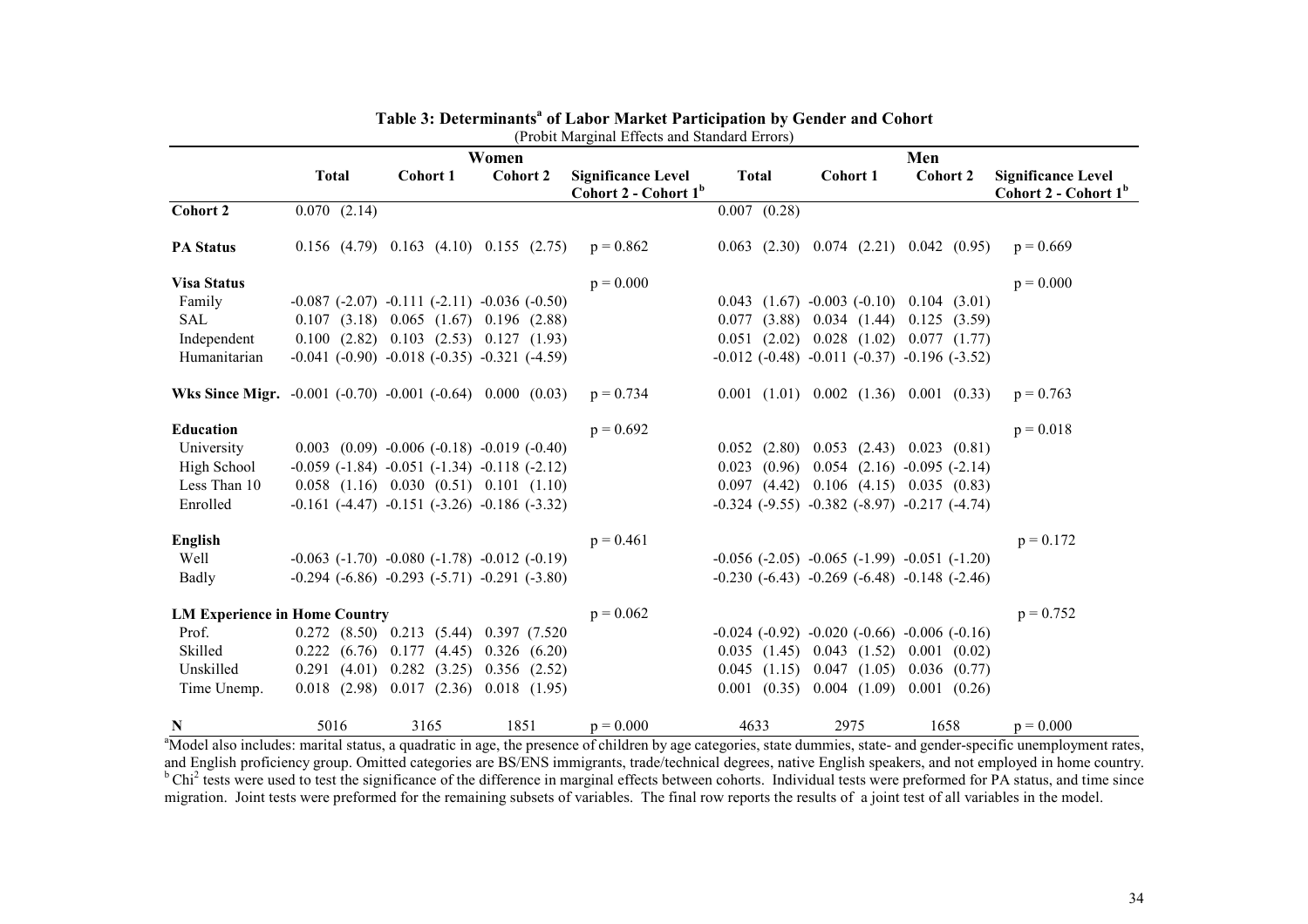**Table 3: Determinants[a] of Labor Market Participation by Gender and Cohort**

(Probit Marginal Effects and Standard Errors)

| | Women | | | | Men | | | |
|---|---|---|---|---|---|---|---|---|
| | **Total** | **Cohort 1** | **Cohort 2** | **Significance Level Cohort 2 - Cohort 1[b]** | **Total** | **Cohort 1** | **Cohort 2** | **Significance Level Cohort 2 - Cohort 1[b]** |
| **Cohort 2** | 0.070 (2.14) | | | | 0.007 (0.28) | | | |
| **PA Status** | 0.156 (4.79) | 0.163 (4.10) | 0.155 (2.75) | p = 0.862 | 0.063 (2.30) | 0.074 (2.21) | 0.042 (0.95) | p = 0.669 |
| **Visa Status** | | | | p = 0.000 | | | | p = 0.000 |
| Family | -0.087 (-2.07) | -0.111 (-2.11) | -0.036 (-0.50) | | 0.043 (1.67) | -0.003 (-0.10) | 0.104 (3.01) | |
| SAL | 0.107 (3.18) | 0.065 (1.67) | 0.196 (2.88) | | 0.077 (3.88) | 0.034 (1.44) | 0.125 (3.59) | |
| Independent | 0.100 (2.82) | 0.103 (2.53) | 0.127 (1.93) | | 0.051 (2.02) | 0.028 (1.02) | 0.077 (1.77) | |
| Humanitarian | -0.041 (-0.90) | -0.018 (-0.35) | -0.321 (-4.59) | | -0.012 (-0.48) | -0.011 (-0.37) | -0.196 (-3.52) | |
| **Wks Since Migr.** | -0.001 (-0.70) | -0.001 (-0.64) | 0.000 (0.03) | p = 0.734 | 0.001 (1.01) | 0.002 (1.36) | 0.001 (0.33) | p = 0.763 |
| **Education** | | | | p = 0.692 | | | | p = 0.018 |
| University | 0.003 (0.09) | -0.006 (-0.18) | -0.019 (-0.40) | | 0.052 (2.80) | 0.053 (2.43) | 0.023 (0.81) | |
| High School | -0.059 (-1.84) | -0.051 (-1.34) | -0.118 (-2.12) | | 0.023 (0.96) | 0.054 (2.16) | -0.095 (-2.14) | |
| Less Than 10 | 0.058 (1.16) | 0.030 (0.51) | 0.101 (1.10) | | 0.097 (4.42) | 0.106 (4.15) | 0.035 (0.83) | |
| Enrolled | -0.161 (-4.47) | -0.151 (-3.26) | -0.186 (-3.32) | | -0.324 (-9.55) | -0.382 (-8.97) | -0.217 (-4.74) | |
| **English** | | | | p = 0.461 | | | | p = 0.172 |
| Well | -0.063 (-1.70) | -0.080 (-1.78) | -0.012 (-0.19) | | -0.056 (-2.05) | -0.065 (-1.99) | -0.051 (-1.20) | |
| Badly | -0.294 (-6.86) | -0.293 (-5.71) | -0.291 (-3.80) | | -0.230 (-6.43) | -0.269 (-6.48) | -0.148 (-2.46) | |
| **LM Experience in Home Country** | | | | p = 0.062 | | | | p = 0.752 |
| Prof. | 0.272 (8.50) | 0.213 (5.44) | 0.397 (7.520 | | -0.024 (-0.92) | -0.020 (-0.66) | -0.006 (-0.16) | |
| Skilled | 0.222 (6.76) | 0.177 (4.45) | 0.326 (6.20) | | 0.035 (1.45) | 0.043 (1.52) | 0.001 (0.02) | |
| Unskilled | 0.291 (4.01) | 0.282 (3.25) | 0.356 (2.52) | | 0.045 (1.15) | 0.047 (1.05) | 0.036 (0.77) | |
| Time Unemp. | 0.018 (2.98) | 0.017 (2.36) | 0.018 (1.95) | | 0.001 (0.35) | 0.004 (1.09) | 0.001 (0.26) | |
| **N** | 5016 | 3165 | 1851 | p = 0.000 | 4633 | 2975 | 1658 | p = 0.000 |

[a]Model also includes: marital status, a quadratic in age, the presence of children by age categories, state dummies, state- and gender-specific unemployment rates, and English proficiency group. Omitted categories are BS/ENS immigrants, trade/technical degrees, native English speakers, and not employed in home country.
[b] $Chi^2$ tests were used to test the significance of the difference in marginal effects between cohorts. Individual tests were preformed for PA status, and time since migration. Joint tests were preformed for the remaining subsets of variables. The final row reports the results of a joint test of all variables in the model.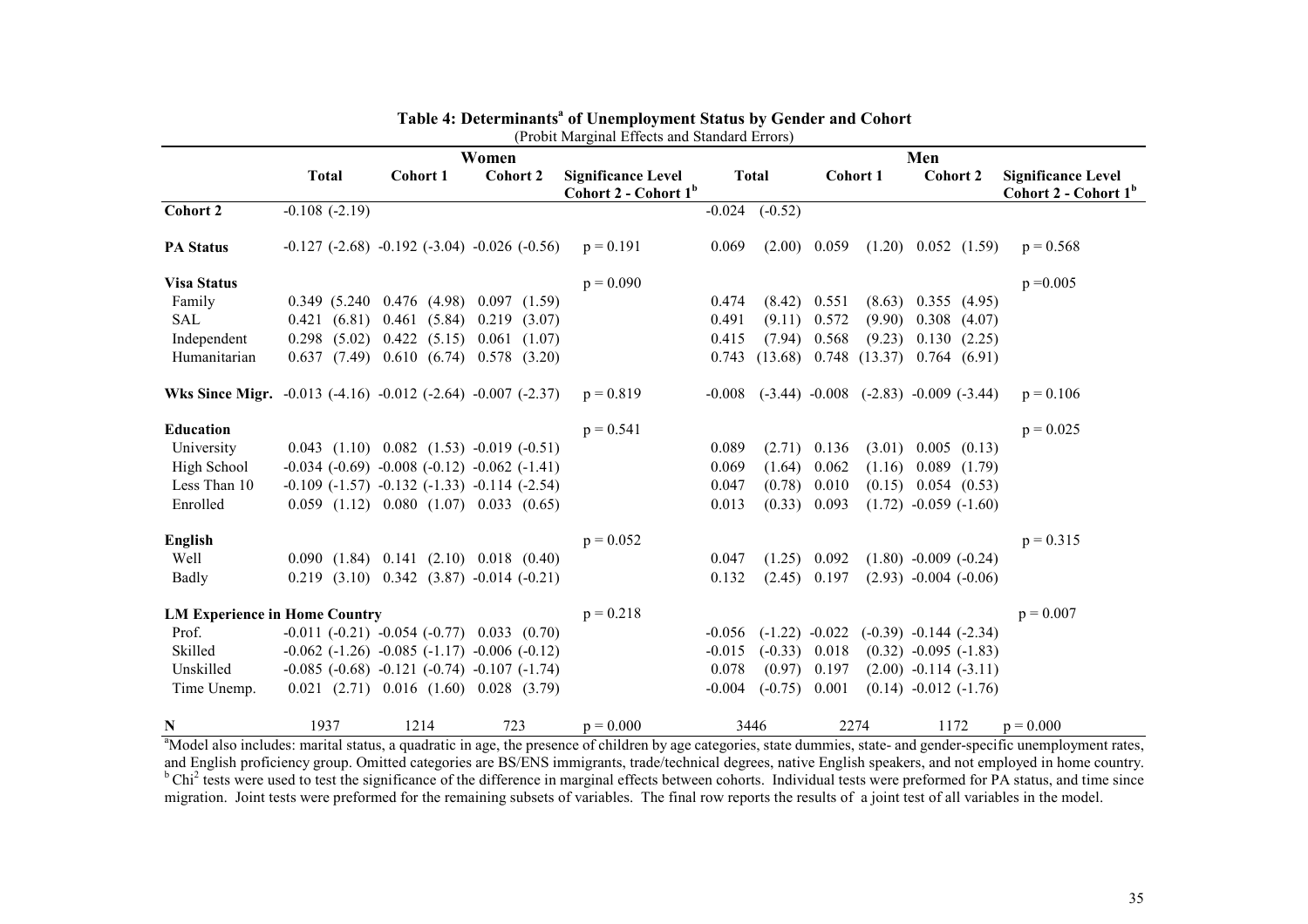**Table 4: Determinants[a] of Unemployment Status by Gender and Cohort**

(Probit Marginal Effects and Standard Errors)

| | Women | | | | Men | | | |
|---|---|---|---|---|---|---|---|---|
| | Total | Cohort 1 | Cohort 2 | Significance Level Cohort 2 - Cohort 1[b] | Total | Cohort 1 | Cohort 2 | Significance Level Cohort 2 - Cohort 1[b] |
| **Cohort 2** | -0.108 (-2.19) | | | | -0.024 (-0.52) | | | |
| **PA Status** | -0.127 (-2.68) | -0.192 (-3.04) | -0.026 (-0.56) | p = 0.191 | 0.069 (2.00) | 0.059 (1.20) | 0.052 (1.59) | p = 0.568 |
| **Visa Status** | | | | p = 0.090 | | | | p =0.005 |
| Family | 0.349 (5.240 | 0.476 (4.98) | 0.097 (1.59) | | 0.474 (8.42) | 0.551 (8.63) | 0.355 (4.95) | |
| SAL | 0.421 (6.81) | 0.461 (5.84) | 0.219 (3.07) | | 0.491 (9.11) | 0.572 (9.90) | 0.308 (4.07) | |
| Independent | 0.298 (5.02) | 0.422 (5.15) | 0.061 (1.07) | | 0.415 (7.94) | 0.568 (9.23) | 0.130 (2.25) | |
| Humanitarian | 0.637 (7.49) | 0.610 (6.74) | 0.578 (3.20) | | 0.743 (13.68) | 0.748 (13.37) | 0.764 (6.91) | |
| **Wks Since Migr.** | -0.013 (-4.16) | -0.012 (-2.64) | -0.007 (-2.37) | p = 0.819 | -0.008 (-3.44) | -0.008 (-2.83) | -0.009 (-3.44) | p = 0.106 |
| **Education** | | | | p = 0.541 | | | | p = 0.025 |
| University | 0.043 (1.10) | 0.082 (1.53) | -0.019 (-0.51) | | 0.089 (2.71) | 0.136 (3.01) | 0.005 (0.13) | |
| High School | -0.034 (-0.69) | -0.008 (-0.12) | -0.062 (-1.41) | | 0.069 (1.64) | 0.062 (1.16) | 0.089 (1.79) | |
| Less Than 10 | -0.109 (-1.57) | -0.132 (-1.33) | -0.114 (-2.54) | | 0.047 (0.78) | 0.010 (0.15) | 0.054 (0.53) | |
| Enrolled | 0.059 (1.12) | 0.080 (1.07) | 0.033 (0.65) | | 0.013 (0.33) | 0.093 (1.72) | -0.059 (-1.60) | |
| **English** | | | | p = 0.052 | | | | p = 0.315 |
| Well | 0.090 (1.84) | 0.141 (2.10) | 0.018 (0.40) | | 0.047 (1.25) | 0.092 (1.80) | -0.009 (-0.24) | |
| Badly | 0.219 (3.10) | 0.342 (3.87) | -0.014 (-0.21) | | 0.132 (2.45) | 0.197 (2.93) | -0.004 (-0.06) | |
| **LM Experience in Home Country** | | | | p = 0.218 | | | | p = 0.007 |
| Prof. | -0.011 (-0.21) | -0.054 (-0.77) | 0.033 (0.70) | | -0.056 (-1.22) | -0.022 (-0.39) | -0.144 (-2.34) | |
| Skilled | -0.062 (-1.26) | -0.085 (-1.17) | -0.006 (-0.12) | | -0.015 (-0.33) | 0.018 (0.32) | -0.095 (-1.83) | |
| Unskilled | -0.085 (-0.68) | -0.121 (-0.74) | -0.107 (-1.74) | | 0.078 (0.97) | 0.197 (2.00) | -0.114 (-3.11) | |
| Time Unemp. | 0.021 (2.71) | 0.016 (1.60) | 0.028 (3.79) | | -0.004 (-0.75) | 0.001 (0.14) | -0.012 (-1.76) | |
| **N** | 1937 | 1214 | 723 | p = 0.000 | 3446 | 2274 | 1172 | p = 0.000 |

[a]Model also includes: marital status, a quadratic in age, the presence of children by age categories, state dummies, state- and gender-specific unemployment rates, and English proficiency group. Omitted categories are BS/ENS immigrants, trade/technical degrees, native English speakers, and not employed in home country.
[b] $Chi^2$ tests were used to test the significance of the difference in marginal effects between cohorts. Individual tests were preformed for PA status, and time since migration. Joint tests were preformed for the remaining subsets of variables. The final row reports the results of a joint test of all variables in the model.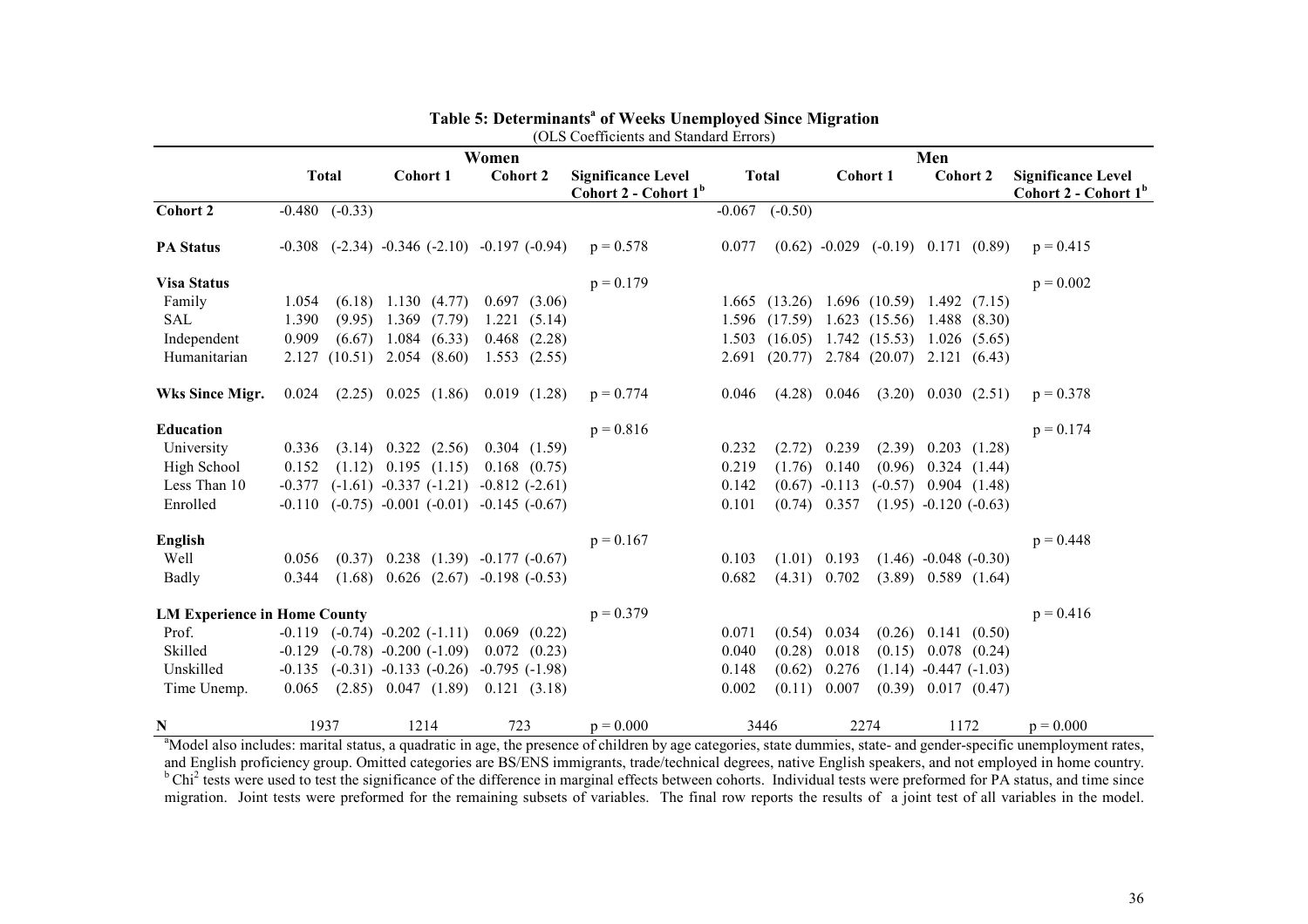# Table 5: Determinants[a] of Weeks Unemployed Since Migration

(OLS Coefficients and Standard Errors)

| | Women | | | | | | | Men | | | | | | |
|---|---|---|---|---|---|---|---|---|---|---|---|---|---|---|
| | Total | | Cohort 1 | | Cohort 2 | | Significance Level Cohort 2 - Cohort 1[b] | Total | | Cohort 1 | | Cohort 2 | | Significance Level Cohort 2 - Cohort 1[b] |
| **Cohort 2** | -0.480 | (-0.33) | | | | | | -0.067 | (-0.50) | | | | | |
| **PA Status** | -0.308 | (-2.34) | -0.346 | (-2.10) | -0.197 | (-0.94) | p = 0.578 | 0.077 | (0.62) | -0.029 | (-0.19) | 0.171 | (0.89) | p = 0.415 |
| **Visa Status** | | | | | | | p = 0.179 | | | | | | | p = 0.002 |
| Family | 1.054 | (6.18) | 1.130 | (4.77) | 0.697 | (3.06) | | 1.665 | (13.26) | 1.696 | (10.59) | 1.492 | (7.15) | |
| SAL | 1.390 | (9.95) | 1.369 | (7.79) | 1.221 | (5.14) | | 1.596 | (17.59) | 1.623 | (15.56) | 1.488 | (8.30) | |
| Independent | 0.909 | (6.67) | 1.084 | (6.33) | 0.468 | (2.28) | | 1.503 | (16.05) | 1.742 | (15.53) | 1.026 | (5.65) | |
| Humanitarian | 2.127 | (10.51) | 2.054 | (8.60) | 1.553 | (2.55) | | 2.691 | (20.77) | 2.784 | (20.07) | 2.121 | (6.43) | |
| **Wks Since Migr.** | 0.024 | (2.25) | 0.025 | (1.86) | 0.019 | (1.28) | p = 0.774 | 0.046 | (4.28) | 0.046 | (3.20) | 0.030 | (2.51) | p = 0.378 |
| **Education** | | | | | | | p = 0.816 | | | | | | | p = 0.174 |
| University | 0.336 | (3.14) | 0.322 | (2.56) | 0.304 | (1.59) | | 0.232 | (2.72) | 0.239 | (2.39) | 0.203 | (1.28) | |
| High School | 0.152 | (1.12) | 0.195 | (1.15) | 0.168 | (0.75) | | 0.219 | (1.76) | 0.140 | (0.96) | 0.324 | (1.44) | |
| Less Than 10 | -0.377 | (-1.61) | -0.337 | (-1.21) | -0.812 | (-2.61) | | 0.142 | (0.67) | -0.113 | (-0.57) | 0.904 | (1.48) | |
| Enrolled | -0.110 | (-0.75) | -0.001 | (-0.01) | -0.145 | (-0.67) | | 0.101 | (0.74) | 0.357 | (1.95) | -0.120 | (-0.63) | |
| **English** | | | | | | | p = 0.167 | | | | | | | p = 0.448 |
| Well | 0.056 | (0.37) | 0.238 | (1.39) | -0.177 | (-0.67) | | 0.103 | (1.01) | 0.193 | (1.46) | -0.048 | (-0.30) | |
| Badly | 0.344 | (1.68) | 0.626 | (2.67) | -0.198 | (-0.53) | | 0.682 | (4.31) | 0.702 | (3.89) | 0.589 | (1.64) | |
| **LM Experience in Home County** | | | | | | | p = 0.379 | | | | | | | p = 0.416 |
| Prof. | -0.119 | (-0.74) | -0.202 | (-1.11) | 0.069 | (0.22) | | 0.071 | (0.54) | 0.034 | (0.26) | 0.141 | (0.50) | |
| Skilled | -0.129 | (-0.78) | -0.200 | (-1.09) | 0.072 | (0.23) | | 0.040 | (0.28) | 0.018 | (0.15) | 0.078 | (0.24) | |
| Unskilled | -0.135 | (-0.31) | -0.133 | (-0.26) | -0.795 | (-1.98) | | 0.148 | (0.62) | 0.276 | (1.14) | -0.447 | (-1.03) | |
| Time Unemp. | 0.065 | (2.85) | 0.047 | (1.89) | 0.121 | (3.18) | | 0.002 | (0.11) | 0.007 | (0.39) | 0.017 | (0.47) | |
| **N** | 1937 | | 1214 | | 723 | | p = 0.000 | 3446 | | 2274 | | 1172 | | p = 0.000 |

[a]Model also includes: marital status, a quadratic in age, the presence of children by age categories, state dummies, state- and gender-specific unemployment rates, and English proficiency group. Omitted categories are BS/ENS immigrants, trade/technical degrees, native English speakers, and not employed in home country.
[b] $Chi^2$ tests were used to test the significance of the difference in marginal effects between cohorts. Individual tests were preformed for PA status, and time since migration. Joint tests were preformed for the remaining subsets of variables. The final row reports the results of a joint test of all variables in the model.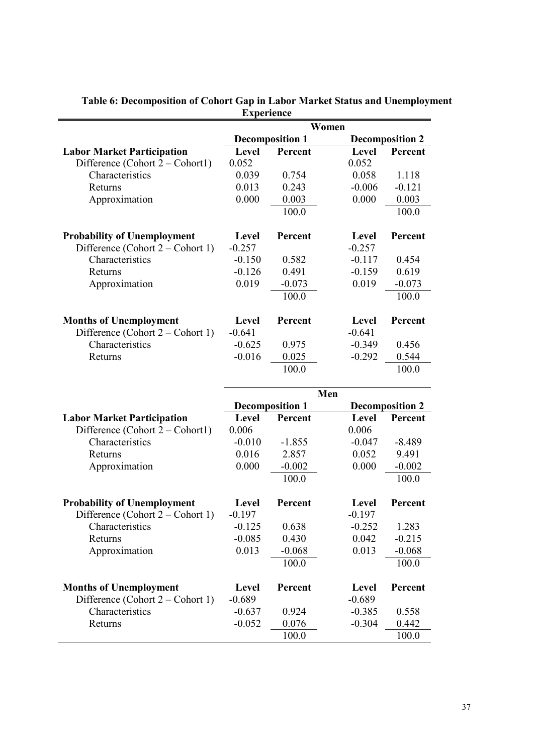**Table 6: Decomposition of Cohort Gap in Labor Market Status and Unemployment Experience**

| | Women | | | |
|---|---|---|---|---|
| | Decomposition 1 | | Decomposition 2 | |
| **Labor Market Participation** | **Level** | **Percent** | **Level** | **Percent** |
| Difference (Cohort 2 – Cohort1) | 0.052 | | 0.052 | |
| Characteristics | 0.039 | 0.754 | 0.058 | 1.118 |
| Returns | 0.013 | 0.243 | -0.006 | -0.121 |
| Approximation | 0.000 | 0.003 | 0.000 | 0.003 |
| | | 100.0 | | 100.0 |
| **Probability of Unemployment** | **Level** | **Percent** | **Level** | **Percent** |
| Difference (Cohort 2 – Cohort 1) | -0.257 | | -0.257 | |
| Characteristics | -0.150 | 0.582 | -0.117 | 0.454 |
| Returns | -0.126 | 0.491 | -0.159 | 0.619 |
| Approximation | 0.019 | -0.073 | 0.019 | -0.073 |
| | | 100.0 | | 100.0 |
| **Months of Unemployment** | **Level** | **Percent** | **Level** | **Percent** |
| Difference (Cohort 2 – Cohort 1) | -0.641 | | -0.641 | |
| Characteristics | -0.625 | 0.975 | -0.349 | 0.456 |
| Returns | -0.016 | 0.025 | -0.292 | 0.544 |
| | | 100.0 | | 100.0 |

| | Men | | | |
|---|---|---|---|---|
| | Decomposition 1 | | Decomposition 2 | |
| **Labor Market Participation** | **Level** | **Percent** | **Level** | **Percent** |
| Difference (Cohort 2 – Cohort1) | 0.006 | | 0.006 | |
| Characteristics | -0.010 | -1.855 | -0.047 | -8.489 |
| Returns | 0.016 | 2.857 | 0.052 | 9.491 |
| Approximation | 0.000 | -0.002 | 0.000 | -0.002 |
| | | 100.0 | | 100.0 |
| **Probability of Unemployment** | **Level** | **Percent** | **Level** | **Percent** |
| Difference (Cohort 2 – Cohort 1) | -0.197 | | -0.197 | |
| Characteristics | -0.125 | 0.638 | -0.252 | 1.283 |
| Returns | -0.085 | 0.430 | 0.042 | -0.215 |
| Approximation | 0.013 | -0.068 | 0.013 | -0.068 |
| | | 100.0 | | 100.0 |
| **Months of Unemployment** | **Level** | **Percent** | **Level** | **Percent** |
| Difference (Cohort 2 – Cohort 1) | -0.689 | | -0.689 | |
| Characteristics | -0.637 | 0.924 | -0.385 | 0.558 |
| Returns | -0.052 | 0.076 | -0.304 | 0.442 |
| | | 100.0 | | 100.0 |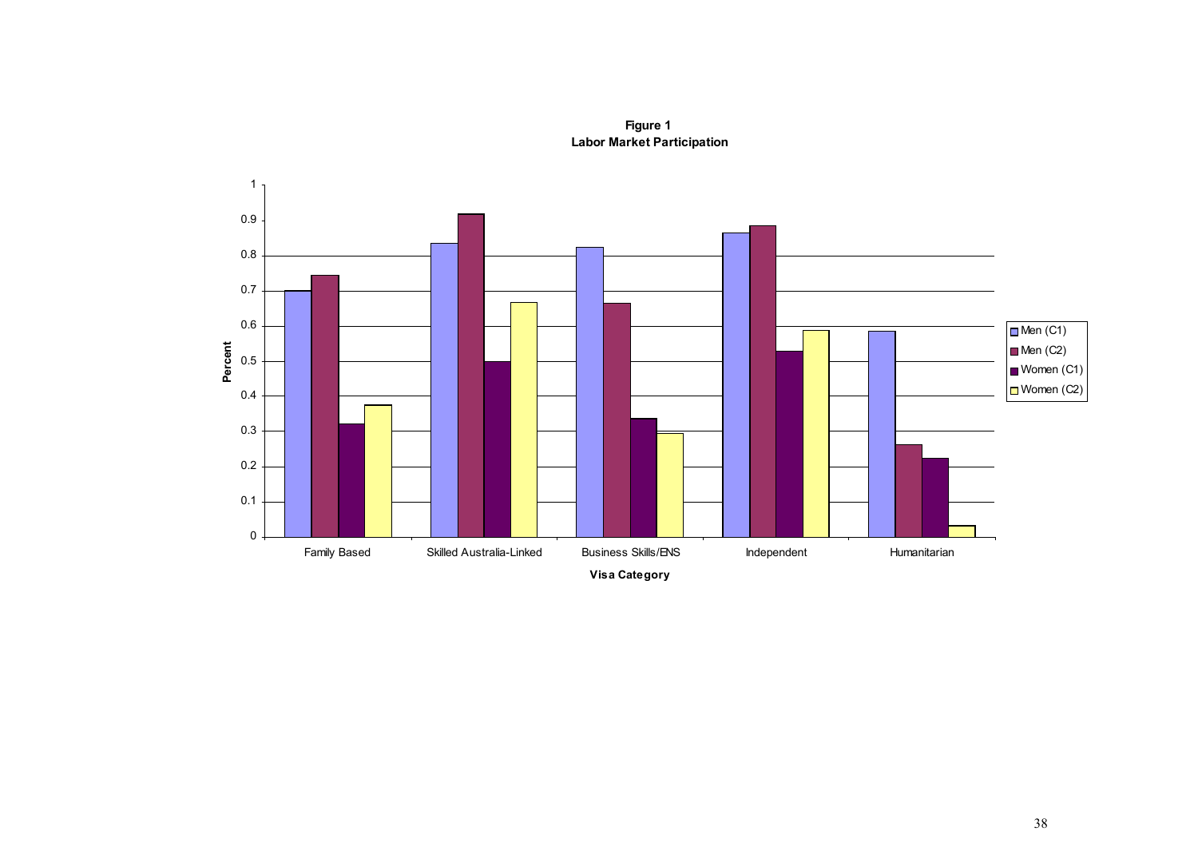**Figure 1**
**Labor Market Participation**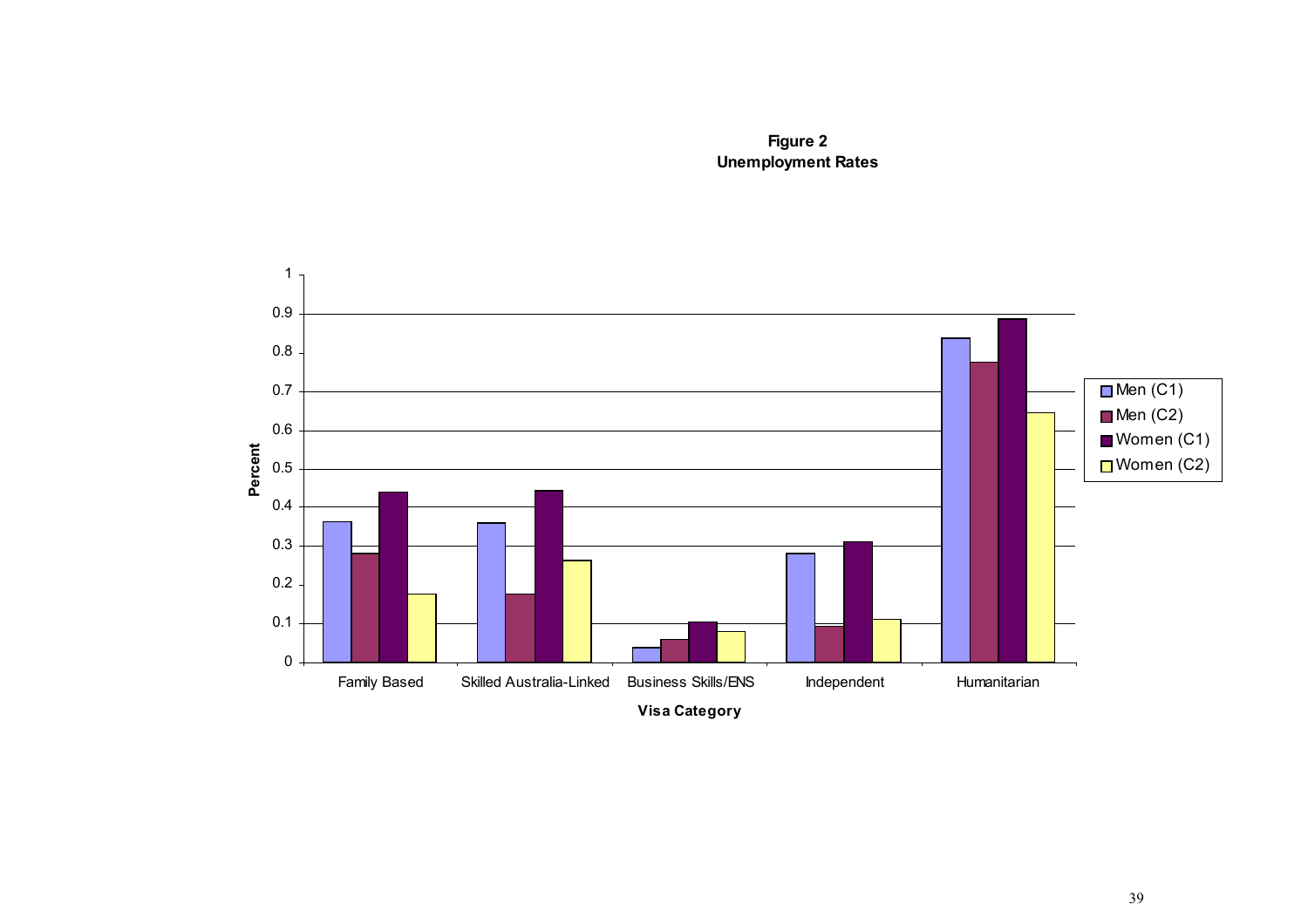**Figure 2**
**Unemployment Rates**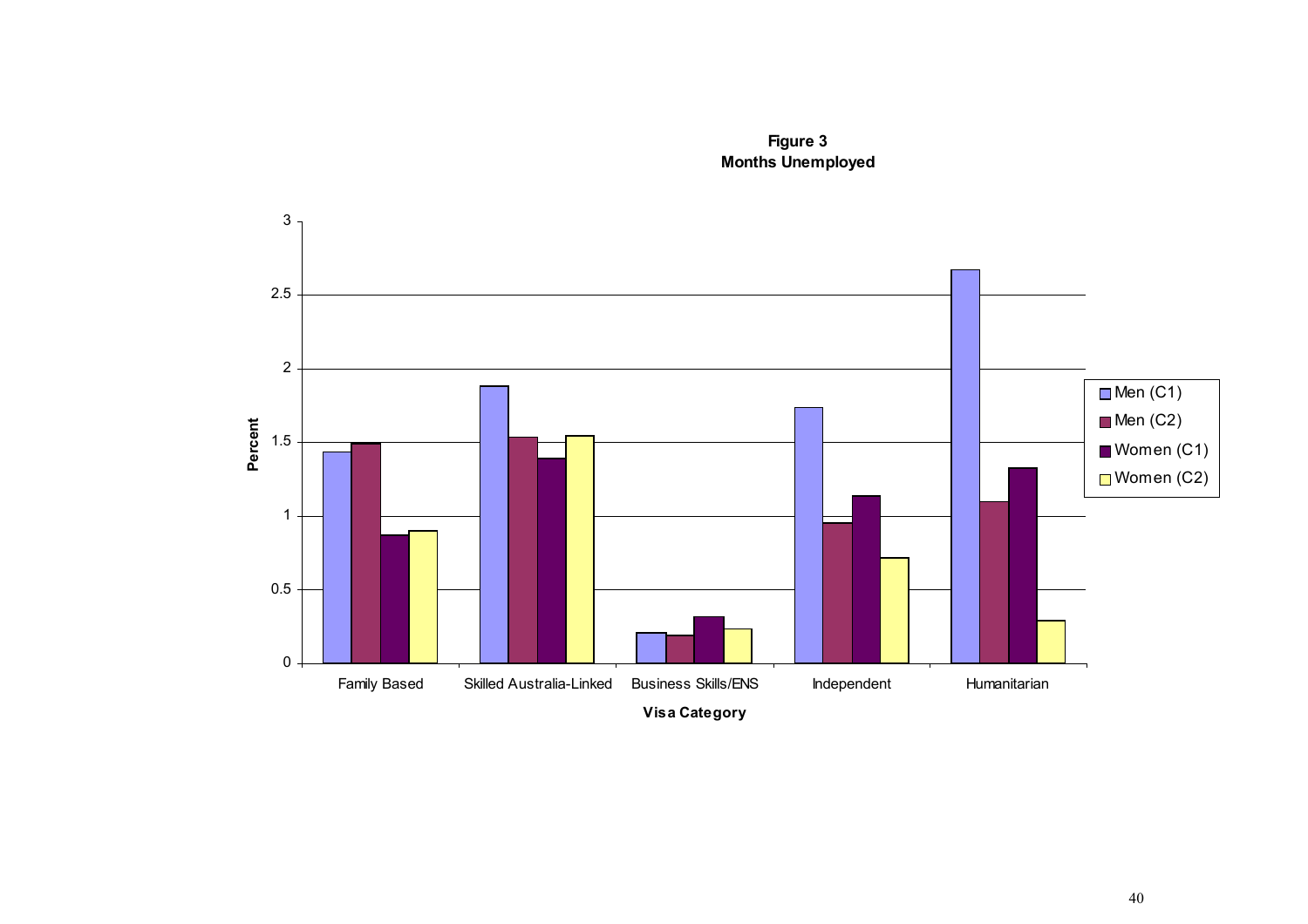**Figure 3**
**Months Unemployed**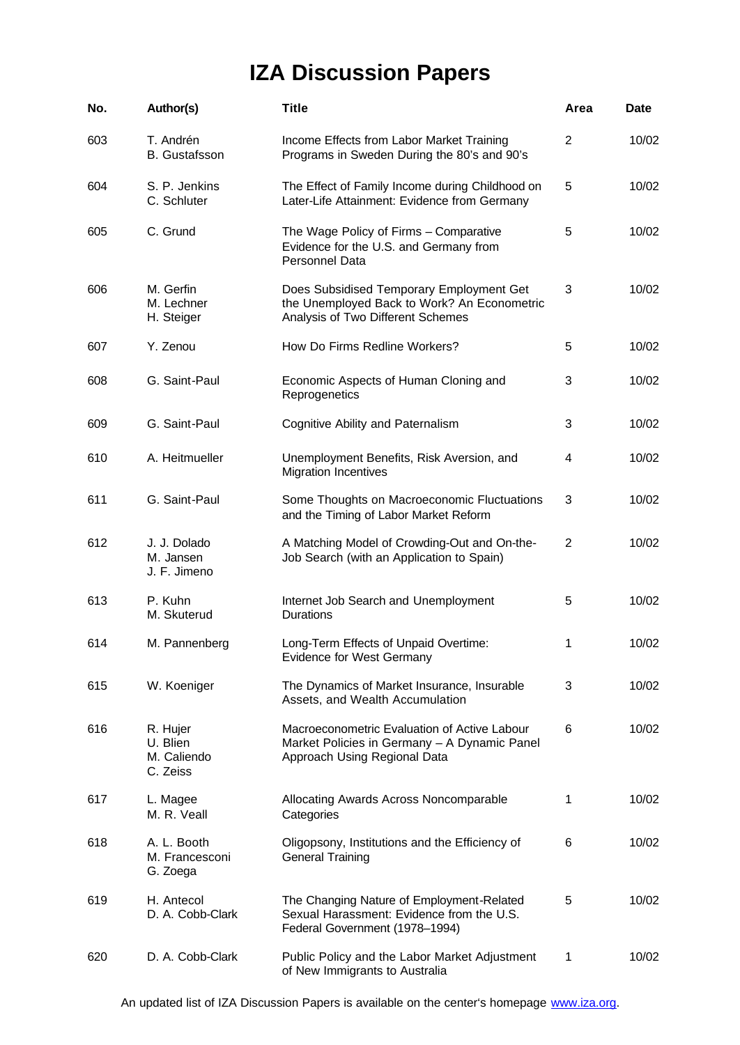# IZA Discussion Papers

| No. | Author(s) | Title | Area | Date |
|---|---|---|---|---|
| 603 | T. Andrén<br>B. Gustafsson | Income Effects from Labor Market Training Programs in Sweden During the 80's and 90's | 2 | 10/02 |
| 604 | S. P. Jenkins<br>C. Schluter | The Effect of Family Income during Childhood on Later-Life Attainment: Evidence from Germany | 5 | 10/02 |
| 605 | C. Grund | The Wage Policy of Firms – Comparative Evidence for the U.S. and Germany from Personnel Data | 5 | 10/02 |
| 606 | M. Gerfin<br>M. Lechner<br>H. Steiger | Does Subsidised Temporary Employment Get the Unemployed Back to Work? An Econometric Analysis of Two Different Schemes | 3 | 10/02 |
| 607 | Y. Zenou | How Do Firms Redline Workers? | 5 | 10/02 |
| 608 | G. Saint-Paul | Economic Aspects of Human Cloning and Reprogenetics | 3 | 10/02 |
| 609 | G. Saint-Paul | Cognitive Ability and Paternalism | 3 | 10/02 |
| 610 | A. Heitmueller | Unemployment Benefits, Risk Aversion, and Migration Incentives | 4 | 10/02 |
| 611 | G. Saint-Paul | Some Thoughts on Macroeconomic Fluctuations and the Timing of Labor Market Reform | 3 | 10/02 |
| 612 | J. J. Dolado<br>M. Jansen<br>J. F. Jimeno | A Matching Model of Crowding-Out and On-the-Job Search (with an Application to Spain) | 2 | 10/02 |
| 613 | P. Kuhn<br>M. Skuterud | Internet Job Search and Unemployment Durations | 5 | 10/02 |
| 614 | M. Pannenberg | Long-Term Effects of Unpaid Overtime: Evidence for West Germany | 1 | 10/02 |
| 615 | W. Koeniger | The Dynamics of Market Insurance, Insurable Assets, and Wealth Accumulation | 3 | 10/02 |
| 616 | R. Hujer<br>U. Blien<br>M. Caliendo<br>C. Zeiss | Macroeconometric Evaluation of Active Labour Market Policies in Germany – A Dynamic Panel Approach Using Regional Data | 6 | 10/02 |
| 617 | L. Magee<br>M. R. Veall | Allocating Awards Across Noncomparable Categories | 1 | 10/02 |
| 618 | A. L. Booth<br>M. Francesconi<br>G. Zoega | Oligopsony, Institutions and the Efficiency of General Training | 6 | 10/02 |
| 619 | H. Antecol<br>D. A. Cobb-Clark | The Changing Nature of Employment-Related Sexual Harassment: Evidence from the U.S. Federal Government (1978–1994) | 5 | 10/02 |
| 620 | D. A. Cobb-Clark | Public Policy and the Labor Market Adjustment of New Immigrants to Australia | 1 | 10/02 |

An updated list of IZA Discussion Papers is available on the center's homepage www.iza.org.